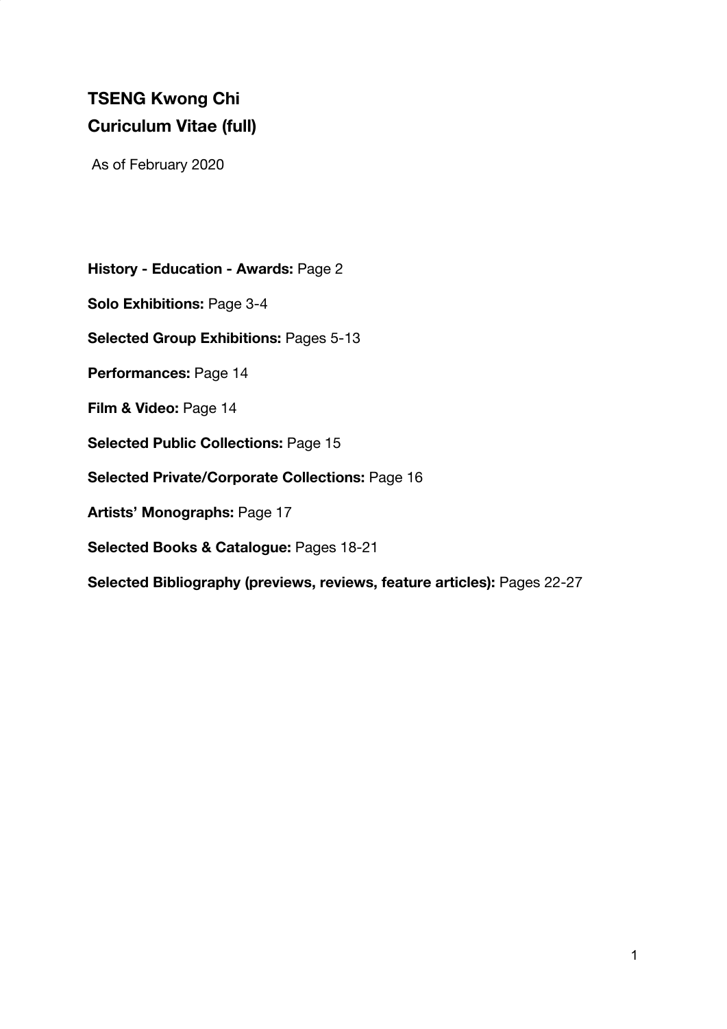# TSENG Kwong Chi

## Curiculum Vitae (full)

As of February 2020

**History - Education - Awards:** Page 2

**Solo Exhibitions:** Page 3-4

**Selected Group Exhibitions:** Pages 5-13

**Performances:** Page 14

**Film & Video:** Page 14

**Selected Public Collections:** Page 15

**Selected Private/Corporate Collections:** Page 16

**Artists' Monographs:** Page 17

**Selected Books & Catalogue:** Pages 18-21

**Selected Bibliography (previews, reviews, feature articles):** Pages 22-27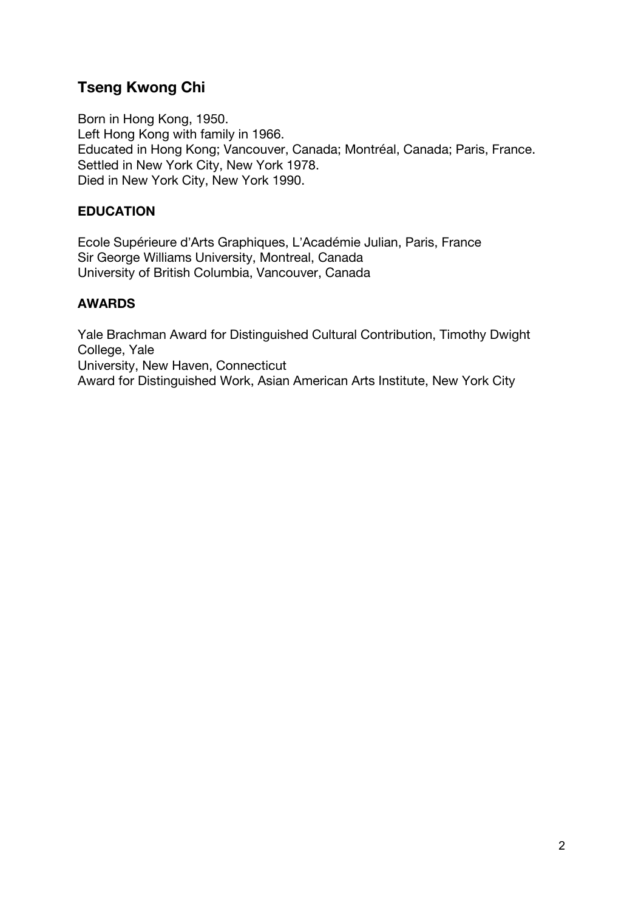## Tseng Kwong Chi

Born in Hong Kong, 1950.
Left Hong Kong with family in 1966.
Educated in Hong Kong; Vancouver, Canada; Montréal, Canada; Paris, France.
Settled in New York City, New York 1978.
Died in New York City, New York 1990.

### EDUCATION

Ecole Supérieure d'Arts Graphiques, L'Académie Julian, Paris, France
Sir George Williams University, Montreal, Canada
University of British Columbia, Vancouver, Canada

### AWARDS

Yale Brachman Award for Distinguished Cultural Contribution, Timothy Dwight College, Yale
University, New Haven, Connecticut
Award for Distinguished Work, Asian American Arts Institute, New York City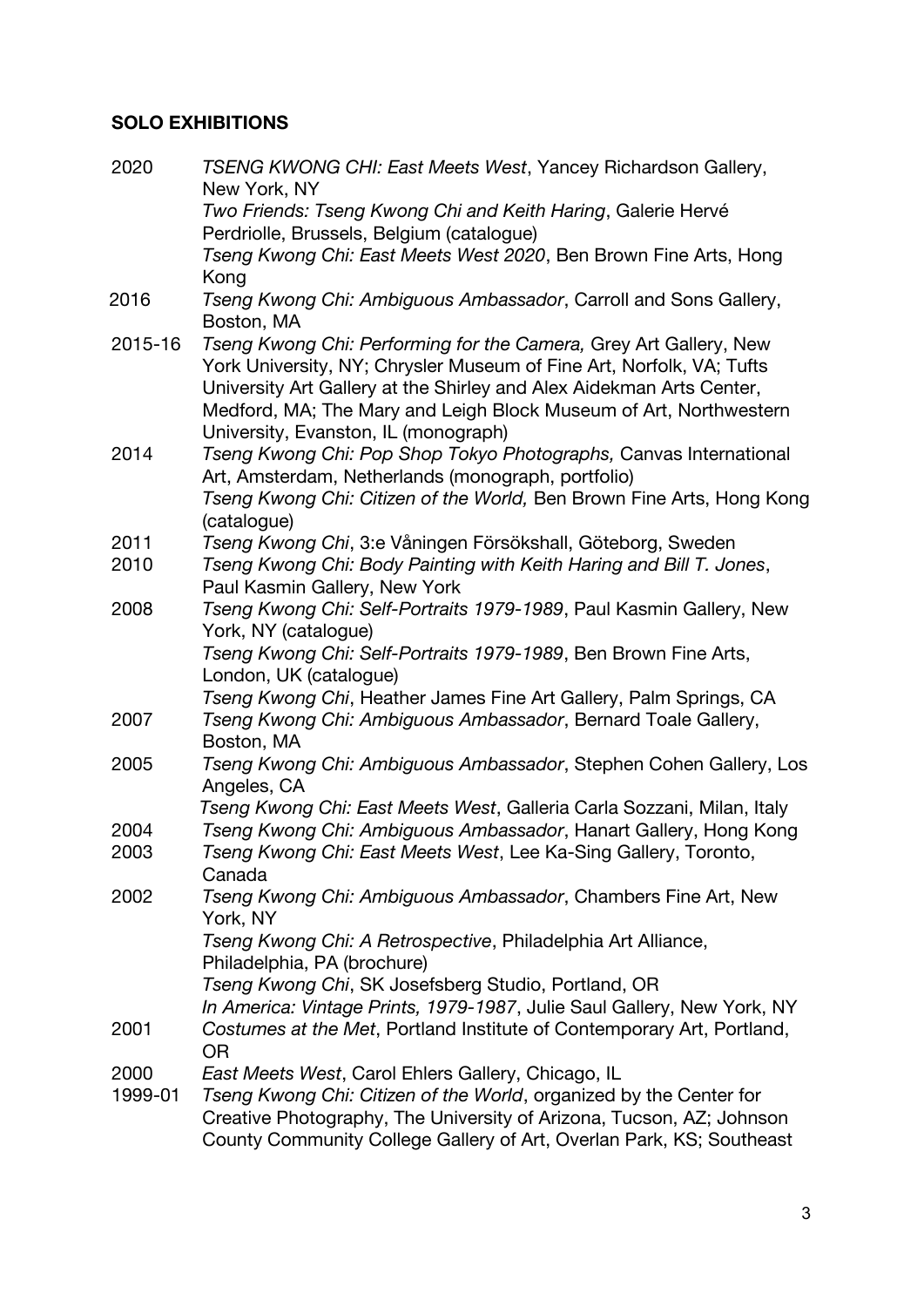**SOLO EXHIBITIONS**

2020 *TSENG KWONG CHI: East Meets West*, Yancey Richardson Gallery, New York, NY

*Two Friends: Tseng Kwong Chi and Keith Haring*, Galerie Hervé Perdriolle, Brussels, Belgium (catalogue)

*Tseng Kwong Chi: East Meets West 2020*, Ben Brown Fine Arts, Hong Kong

2016 *Tseng Kwong Chi: Ambiguous Ambassador*, Carroll and Sons Gallery, Boston, MA

2015-16 *Tseng Kwong Chi: Performing for the Camera,* Grey Art Gallery, New York University, NY; Chrysler Museum of Fine Art, Norfolk, VA; Tufts University Art Gallery at the Shirley and Alex Aidekman Arts Center, Medford, MA; The Mary and Leigh Block Museum of Art, Northwestern University, Evanston, IL (monograph)

2014 *Tseng Kwong Chi: Pop Shop Tokyo Photographs,* Canvas International Art, Amsterdam, Netherlands (monograph, portfolio)

*Tseng Kwong Chi: Citizen of the World,* Ben Brown Fine Arts, Hong Kong (catalogue)

2011 *Tseng Kwong Chi*, 3:e Våningen Försökshall, Göteborg, Sweden

2010 *Tseng Kwong Chi: Body Painting with Keith Haring and Bill T. Jones*, Paul Kasmin Gallery, New York

2008 *Tseng Kwong Chi: Self-Portraits 1979-1989*, Paul Kasmin Gallery, New York, NY (catalogue)

*Tseng Kwong Chi: Self-Portraits 1979-1989*, Ben Brown Fine Arts, London, UK (catalogue)

*Tseng Kwong Chi*, Heather James Fine Art Gallery, Palm Springs, CA

2007 *Tseng Kwong Chi: Ambiguous Ambassador*, Bernard Toale Gallery, Boston, MA

2005 *Tseng Kwong Chi: Ambiguous Ambassador*, Stephen Cohen Gallery, Los Angeles, CA

*Tseng Kwong Chi: East Meets West*, Galleria Carla Sozzani, Milan, Italy

2004 *Tseng Kwong Chi: Ambiguous Ambassador*, Hanart Gallery, Hong Kong

2003 *Tseng Kwong Chi: East Meets West*, Lee Ka-Sing Gallery, Toronto, Canada

2002 *Tseng Kwong Chi: Ambiguous Ambassador*, Chambers Fine Art, New York, NY

*Tseng Kwong Chi: A Retrospective*, Philadelphia Art Alliance, Philadelphia, PA (brochure)

*Tseng Kwong Chi*, SK Josefsberg Studio, Portland, OR

*In America: Vintage Prints, 1979-1987*, Julie Saul Gallery, New York, NY

2001 *Costumes at the Met*, Portland Institute of Contemporary Art, Portland, OR

2000 *East Meets West*, Carol Ehlers Gallery, Chicago, IL

1999-01 *Tseng Kwong Chi: Citizen of the World*, organized by the Center for Creative Photography, The University of Arizona, Tucson, AZ; Johnson County Community College Gallery of Art, Overlan Park, KS; Southeast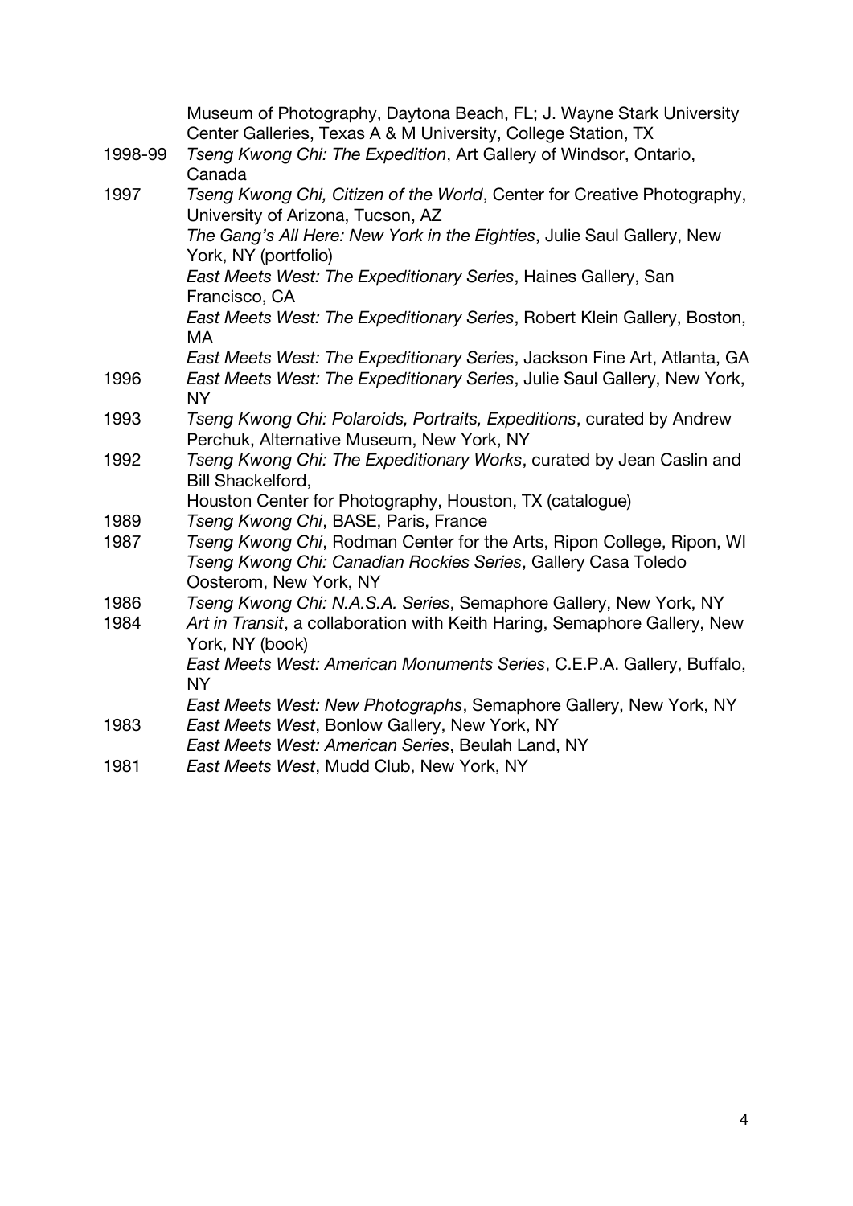Museum of Photography, Daytona Beach, FL; J. Wayne Stark University Center Galleries, Texas A & M University, College Station, TX

1998-99 *Tseng Kwong Chi: The Expedition*, Art Gallery of Windsor, Ontario, Canada

1997 *Tseng Kwong Chi, Citizen of the World*, Center for Creative Photography, University of Arizona, Tucson, AZ

*The Gang's All Here: New York in the Eighties*, Julie Saul Gallery, New York, NY (portfolio)

*East Meets West: The Expeditionary Series*, Haines Gallery, San Francisco, CA

*East Meets West: The Expeditionary Series*, Robert Klein Gallery, Boston, MA

*East Meets West: The Expeditionary Series*, Jackson Fine Art, Atlanta, GA

1996 *East Meets West: The Expeditionary Series*, Julie Saul Gallery, New York, NY

1993 *Tseng Kwong Chi: Polaroids, Portraits, Expeditions*, curated by Andrew Perchuk, Alternative Museum, New York, NY

1992 *Tseng Kwong Chi: The Expeditionary Works*, curated by Jean Caslin and Bill Shackelford,
Houston Center for Photography, Houston, TX (catalogue)

1989 *Tseng Kwong Chi*, BASE, Paris, France

1987 *Tseng Kwong Chi*, Rodman Center for the Arts, Ripon College, Ripon, WI

*Tseng Kwong Chi: Canadian Rockies Series*, Gallery Casa Toledo Oosterom, New York, NY

1986 *Tseng Kwong Chi: N.A.S.A. Series*, Semaphore Gallery, New York, NY

1984 *Art in Transit*, a collaboration with Keith Haring, Semaphore Gallery, New York, NY (book)

*East Meets West: American Monuments Series*, C.E.P.A. Gallery, Buffalo, NY

*East Meets West: New Photographs*, Semaphore Gallery, New York, NY

1983 *East Meets West*, Bonlow Gallery, New York, NY

*East Meets West: American Series*, Beulah Land, NY

1981 *East Meets West*, Mudd Club, New York, NY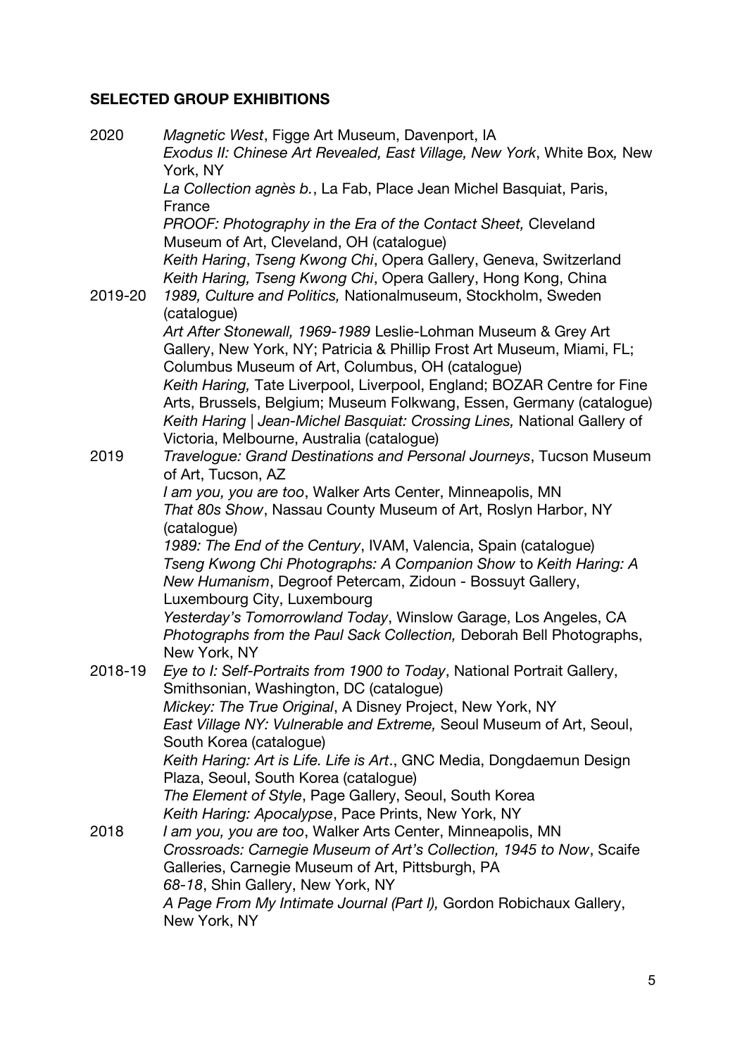## SELECTED GROUP EXHIBITIONS

2020 *Magnetic West*, Figge Art Museum, Davenport, IA
*Exodus II: Chinese Art Revealed, East Village, New York*, White Box, New York, NY
*La Collection agnès b.*, La Fab, Place Jean Michel Basquiat, Paris, France
*PROOF: Photography in the Era of the Contact Sheet,* Cleveland Museum of Art, Cleveland, OH (catalogue)
*Keith Haring*, *Tseng Kwong Chi*, Opera Gallery, Geneva, Switzerland
*Keith Haring, Tseng Kwong Chi*, Opera Gallery, Hong Kong, China

2019-20 *1989, Culture and Politics,* Nationalmuseum, Stockholm, Sweden (catalogue)
*Art After Stonewall, 1969-1989* Leslie-Lohman Museum & Grey Art Gallery, New York, NY; Patricia & Phillip Frost Art Museum, Miami, FL; Columbus Museum of Art, Columbus, OH (catalogue)
*Keith Haring,* Tate Liverpool, Liverpool, England; BOZAR Centre for Fine Arts, Brussels, Belgium; Museum Folkwang, Essen, Germany (catalogue)
*Keith Haring | Jean-Michel Basquiat: Crossing Lines,* National Gallery of Victoria, Melbourne, Australia (catalogue)

2019 *Travelogue: Grand Destinations and Personal Journeys*, Tucson Museum of Art, Tucson, AZ
*I am you, you are too*, Walker Arts Center, Minneapolis, MN
*That 80s Show*, Nassau County Museum of Art, Roslyn Harbor, NY (catalogue)
*1989: The End of the Century*, IVAM, Valencia, Spain (catalogue)
*Tseng Kwong Chi Photographs: A Companion Show* to *Keith Haring: A New Humanism*, Degroof Petercam, Zidoun - Bossuyt Gallery, Luxembourg City, Luxembourg
*Yesterday's Tomorrowland Today*, Winslow Garage, Los Angeles, CA
*Photographs from the Paul Sack Collection,* Deborah Bell Photographs, New York, NY

2018-19 *Eye to I: Self-Portraits from 1900 to Today*, National Portrait Gallery, Smithsonian, Washington, DC (catalogue)
*Mickey: The True Original*, A Disney Project, New York, NY
*East Village NY: Vulnerable and Extreme,* Seoul Museum of Art, Seoul, South Korea (catalogue)
*Keith Haring: Art is Life. Life is Art*., GNC Media, Dongdaemun Design Plaza, Seoul, South Korea (catalogue)
*The Element of Style*, Page Gallery, Seoul, South Korea
*Keith Haring: Apocalypse*, Pace Prints, New York, NY

2018 *I am you, you are too*, Walker Arts Center, Minneapolis, MN
*Crossroads: Carnegie Museum of Art's Collection, 1945 to Now*, Scaife Galleries, Carnegie Museum of Art, Pittsburgh, PA
*68-18*, Shin Gallery, New York, NY
*A Page From My Intimate Journal (Part I),* Gordon Robichaux Gallery, New York, NY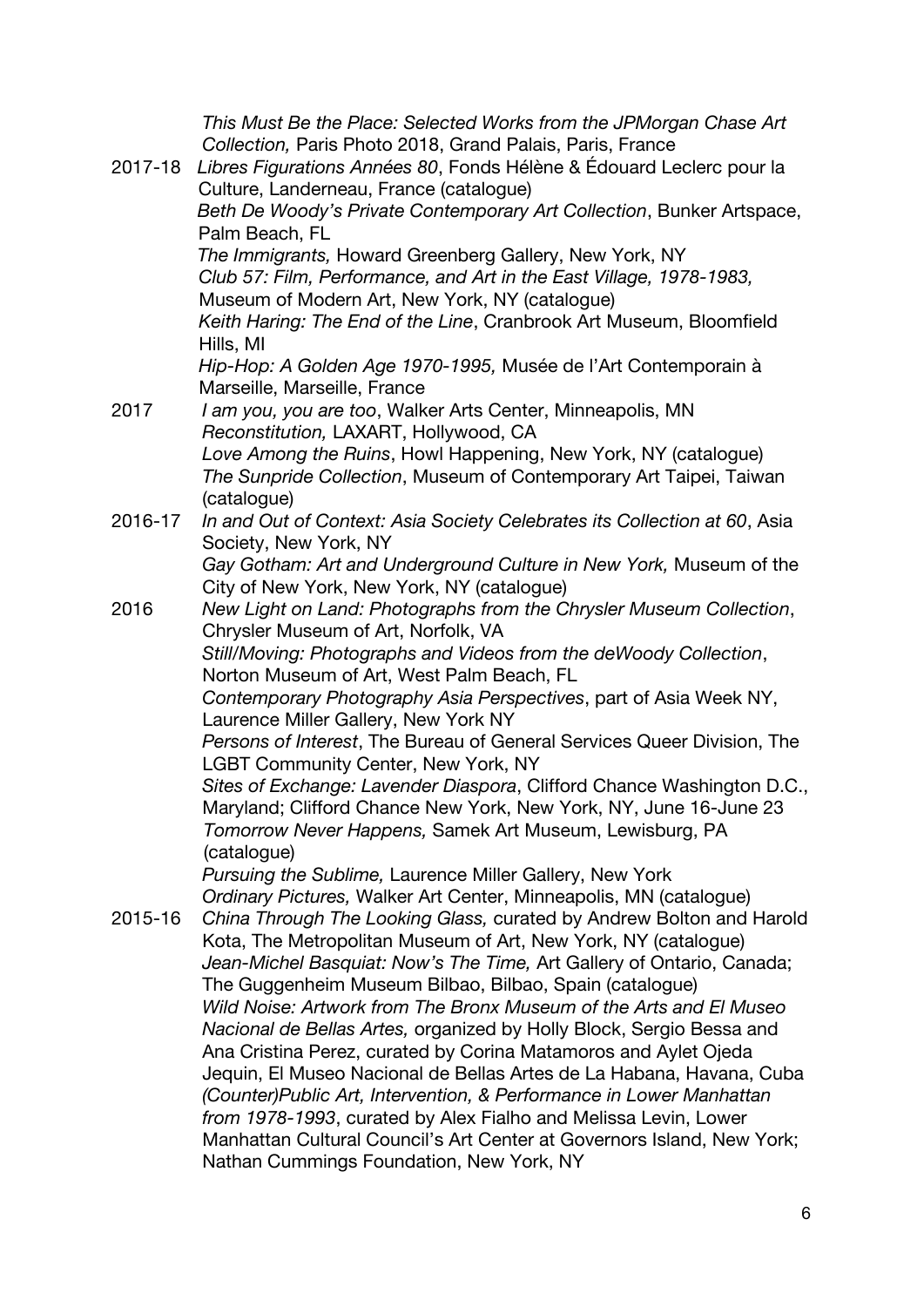*This Must Be the Place: Selected Works from the JPMorgan Chase Art Collection,* Paris Photo 2018, Grand Palais, Paris, France

2017-18 *Libres Figurations Années 80*, Fonds Hélène & Édouard Leclerc pour la Culture, Landerneau, France (catalogue)
*Beth De Woody's Private Contemporary Art Collection*, Bunker Artspace, Palm Beach, FL
*The Immigrants,* Howard Greenberg Gallery, New York, NY
*Club 57: Film, Performance, and Art in the East Village, 1978-1983,* Museum of Modern Art, New York, NY (catalogue)
*Keith Haring: The End of the Line*, Cranbrook Art Museum, Bloomfield Hills, MI
*Hip-Hop: A Golden Age 1970-1995,* Musée de l'Art Contemporain à Marseille, Marseille, France

2017 *I am you, you are too*, Walker Arts Center, Minneapolis, MN
*Reconstitution,* LAXART, Hollywood, CA
*Love Among the Ruins*, Howl Happening, New York, NY (catalogue)
*The Sunpride Collection*, Museum of Contemporary Art Taipei, Taiwan (catalogue)

2016-17 *In and Out of Context: Asia Society Celebrates its Collection at 60*, Asia Society, New York, NY
*Gay Gotham: Art and Underground Culture in New York,* Museum of the City of New York, New York, NY (catalogue)

2016 *New Light on Land: Photographs from the Chrysler Museum Collection*, Chrysler Museum of Art, Norfolk, VA
*Still/Moving: Photographs and Videos from the deWoody Collection*, Norton Museum of Art, West Palm Beach, FL
*Contemporary Photography Asia Perspectives*, part of Asia Week NY, Laurence Miller Gallery, New York NY
*Persons of Interest*, The Bureau of General Services Queer Division, The LGBT Community Center, New York, NY
*Sites of Exchange: Lavender Diaspora*, Clifford Chance Washington D.C., Maryland; Clifford Chance New York, New York, NY, June 16-June 23
*Tomorrow Never Happens,* Samek Art Museum, Lewisburg, PA (catalogue)
*Pursuing the Sublime,* Laurence Miller Gallery, New York
*Ordinary Pictures,* Walker Art Center, Minneapolis, MN (catalogue)

2015-16 *China Through The Looking Glass,* curated by Andrew Bolton and Harold Kota, The Metropolitan Museum of Art, New York, NY (catalogue)
*Jean-Michel Basquiat: Now's The Time,* Art Gallery of Ontario, Canada; The Guggenheim Museum Bilbao, Bilbao, Spain (catalogue)
*Wild Noise: Artwork from The Bronx Museum of the Arts and El Museo Nacional de Bellas Artes,* organized by Holly Block, Sergio Bessa and Ana Cristina Perez, curated by Corina Matamoros and Aylet Ojeda Jequin, El Museo Nacional de Bellas Artes de La Habana, Havana, Cuba
*(Counter)Public Art, Intervention, & Performance in Lower Manhattan from 1978-1993*, curated by Alex Fialho and Melissa Levin, Lower Manhattan Cultural Council's Art Center at Governors Island, New York; Nathan Cummings Foundation, New York, NY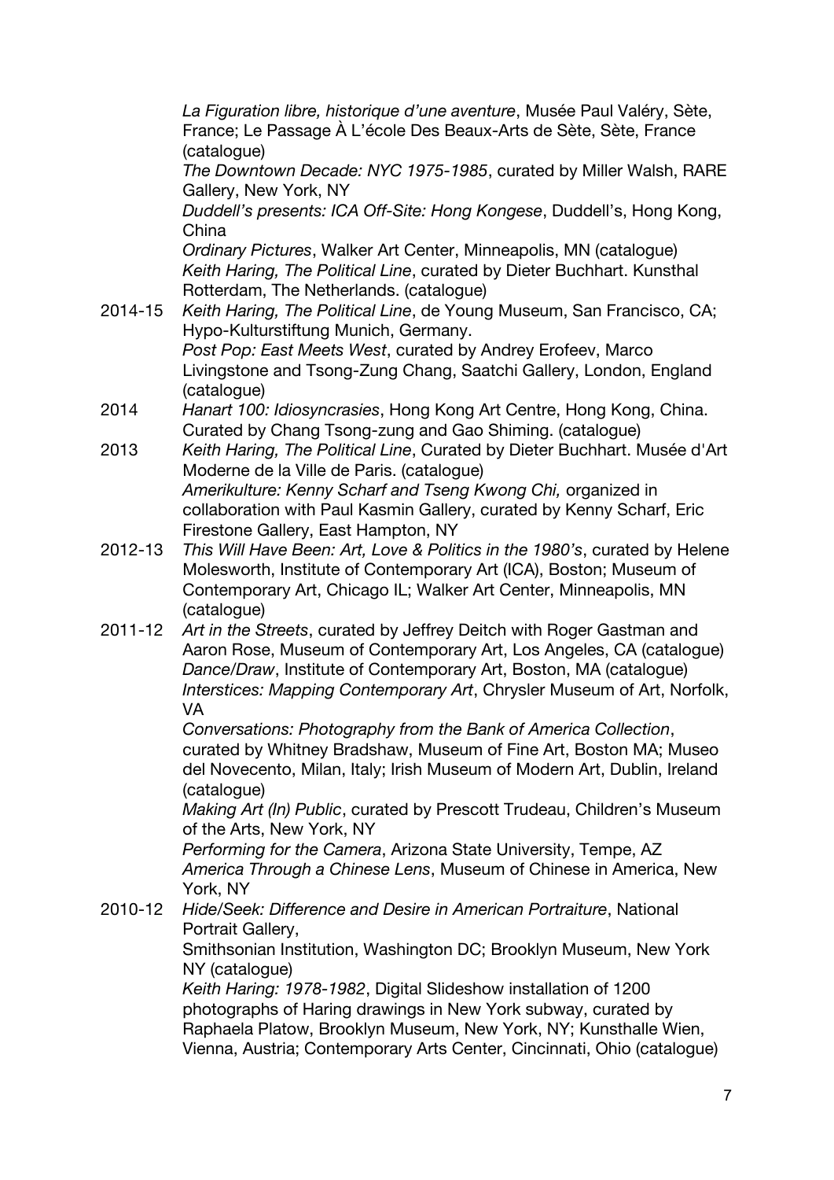*La Figuration libre, historique d'une aventure*, Musée Paul Valéry, Sète, France; Le Passage À L'école Des Beaux-Arts de Sète, Sète, France (catalogue)

*The Downtown Decade: NYC 1975-1985*, curated by Miller Walsh, RARE Gallery, New York, NY

*Duddell's presents: ICA Off-Site: Hong Kongese*, Duddell's, Hong Kong, China

*Ordinary Pictures*, Walker Art Center, Minneapolis, MN (catalogue)

*Keith Haring, The Political Line*, curated by Dieter Buchhart. Kunsthal Rotterdam, The Netherlands. (catalogue)

2014-15 *Keith Haring, The Political Line*, de Young Museum, San Francisco, CA; Hypo-Kulturstiftung Munich, Germany.

*Post Pop: East Meets West*, curated by Andrey Erofeev, Marco Livingstone and Tsong-Zung Chang, Saatchi Gallery, London, England (catalogue)

2014 *Hanart 100: Idiosyncrasies*, Hong Kong Art Centre, Hong Kong, China. Curated by Chang Tsong-zung and Gao Shiming. (catalogue)

2013 *Keith Haring, The Political Line*, Curated by Dieter Buchhart. Musée d'Art Moderne de la Ville de Paris. (catalogue)

*Amerikulture: Kenny Scharf and Tseng Kwong Chi,* organized in collaboration with Paul Kasmin Gallery, curated by Kenny Scharf, Eric Firestone Gallery, East Hampton, NY

2012-13 *This Will Have Been: Art, Love & Politics in the 1980's*, curated by Helene Molesworth, Institute of Contemporary Art (ICA), Boston; Museum of Contemporary Art, Chicago IL; Walker Art Center, Minneapolis, MN (catalogue)

2011-12 *Art in the Streets*, curated by Jeffrey Deitch with Roger Gastman and Aaron Rose, Museum of Contemporary Art, Los Angeles, CA (catalogue)

*Dance/Draw*, Institute of Contemporary Art, Boston, MA (catalogue)

*Interstices: Mapping Contemporary Art*, Chrysler Museum of Art, Norfolk, VA

*Conversations: Photography from the Bank of America Collection*, curated by Whitney Bradshaw, Museum of Fine Art, Boston MA; Museo del Novecento, Milan, Italy; Irish Museum of Modern Art, Dublin, Ireland (catalogue)

*Making Art (In) Public*, curated by Prescott Trudeau, Children's Museum of the Arts, New York, NY

*Performing for the Camera*, Arizona State University, Tempe, AZ

*America Through a Chinese Lens*, Museum of Chinese in America, New York, NY

2010-12 *Hide/Seek: Difference and Desire in American Portraiture*, National Portrait Gallery,
Smithsonian Institution, Washington DC; Brooklyn Museum, New York NY (catalogue)

*Keith Haring: 1978-1982*, Digital Slideshow installation of 1200 photographs of Haring drawings in New York subway, curated by Raphaela Platow, Brooklyn Museum, New York, NY; Kunsthalle Wien, Vienna, Austria; Contemporary Arts Center, Cincinnati, Ohio (catalogue)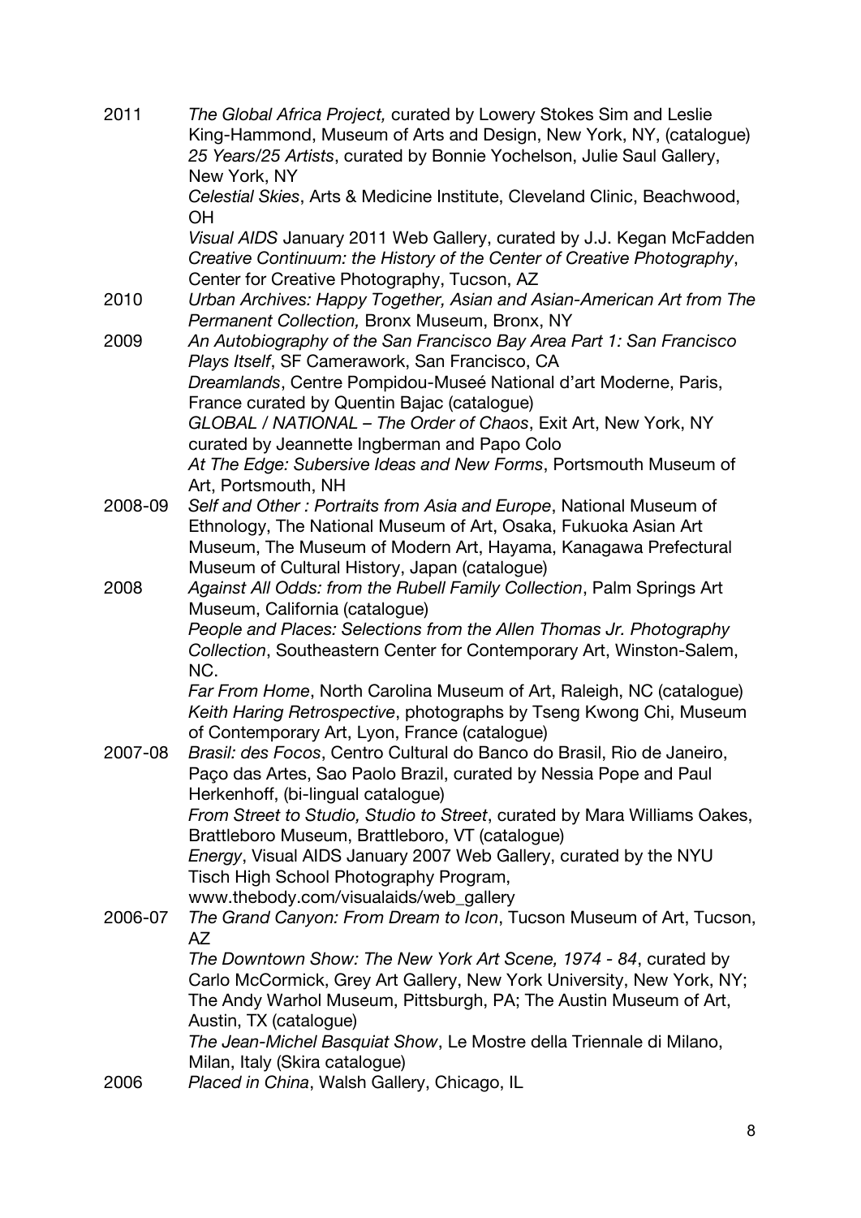2011 *The Global Africa Project,* curated by Lowery Stokes Sim and Leslie King-Hammond, Museum of Arts and Design, New York, NY, (catalogue)
*25 Years/25 Artists*, curated by Bonnie Yochelson, Julie Saul Gallery, New York, NY
*Celestial Skies*, Arts & Medicine Institute, Cleveland Clinic, Beachwood, OH
*Visual AIDS* January 2011 Web Gallery, curated by J.J. Kegan McFadden
*Creative Continuum: the History of the Center of Creative Photography*, Center for Creative Photography, Tucson, AZ

2010 *Urban Archives: Happy Together, Asian and Asian-American Art from The Permanent Collection,* Bronx Museum, Bronx, NY

2009 *An Autobiography of the San Francisco Bay Area Part 1: San Francisco Plays Itself*, SF Camerawork, San Francisco, CA
*Dreamlands*, Centre Pompidou-Museé National d'art Moderne, Paris, France curated by Quentin Bajac (catalogue)
*GLOBAL / NATIONAL – The Order of Chaos*, Exit Art, New York, NY curated by Jeannette Ingberman and Papo Colo
*At The Edge: Subersive Ideas and New Forms*, Portsmouth Museum of Art, Portsmouth, NH

2008-09 *Self and Other : Portraits from Asia and Europe*, National Museum of Ethnology, The National Museum of Art, Osaka, Fukuoka Asian Art Museum, The Museum of Modern Art, Hayama, Kanagawa Prefectural Museum of Cultural History, Japan (catalogue)

2008 *Against All Odds: from the Rubell Family Collection*, Palm Springs Art Museum, California (catalogue)
*People and Places: Selections from the Allen Thomas Jr. Photography Collection*, Southeastern Center for Contemporary Art, Winston-Salem, NC.
*Far From Home*, North Carolina Museum of Art, Raleigh, NC (catalogue)
*Keith Haring Retrospective*, photographs by Tseng Kwong Chi, Museum of Contemporary Art, Lyon, France (catalogue)

2007-08 *Brasil: des Focos*, Centro Cultural do Banco do Brasil, Rio de Janeiro, Paço das Artes, Sao Paolo Brazil, curated by Nessia Pope and Paul Herkenhoff, (bi-lingual catalogue)
*From Street to Studio, Studio to Street*, curated by Mara Williams Oakes, Brattleboro Museum, Brattleboro, VT (catalogue)
*Energy*, Visual AIDS January 2007 Web Gallery, curated by the NYU Tisch High School Photography Program, www.thebody.com/visualaids/web_gallery

2006-07 *The Grand Canyon: From Dream to Icon*, Tucson Museum of Art, Tucson, AZ
*The Downtown Show: The New York Art Scene, 1974 - 84*, curated by Carlo McCormick, Grey Art Gallery, New York University, New York, NY; The Andy Warhol Museum, Pittsburgh, PA; The Austin Museum of Art, Austin, TX (catalogue)
*The Jean-Michel Basquiat Show*, Le Mostre della Triennale di Milano, Milan, Italy (Skira catalogue)

2006 *Placed in China*, Walsh Gallery, Chicago, IL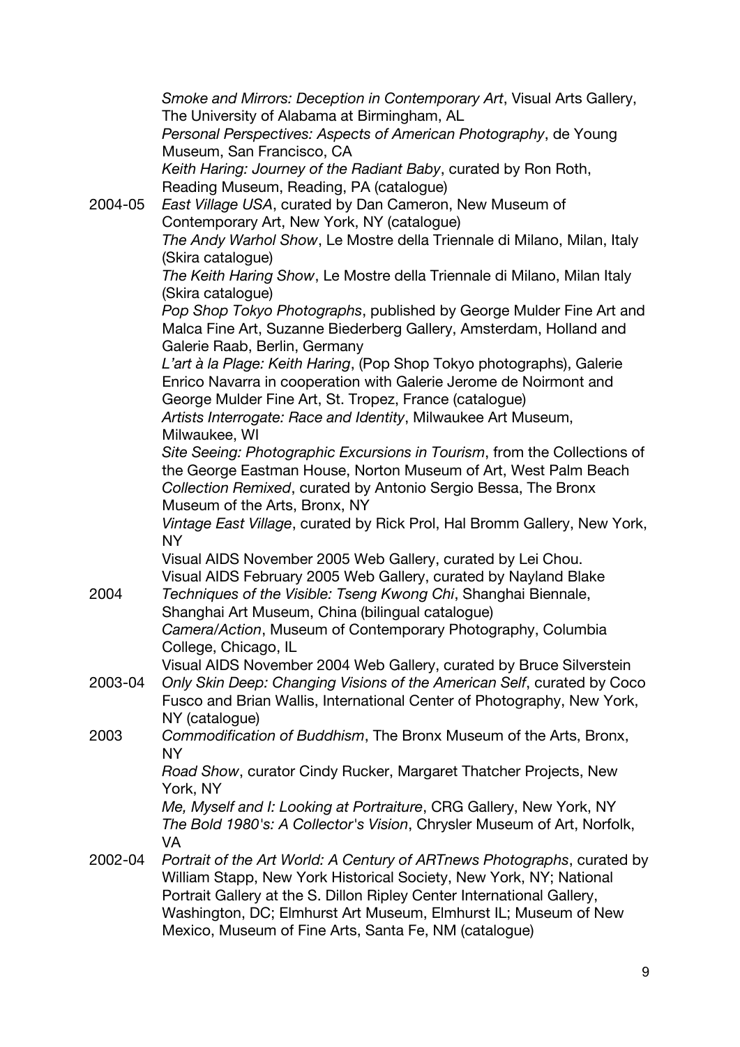*Smoke and Mirrors: Deception in Contemporary Art*, Visual Arts Gallery, The University of Alabama at Birmingham, AL

*Personal Perspectives: Aspects of American Photography*, de Young Museum, San Francisco, CA

*Keith Haring: Journey of the Radiant Baby*, curated by Ron Roth, Reading Museum, Reading, PA (catalogue)

**2004-05**

*East Village USA*, curated by Dan Cameron, New Museum of Contemporary Art, New York, NY (catalogue)

*The Andy Warhol Show*, Le Mostre della Triennale di Milano, Milan, Italy (Skira catalogue)

*The Keith Haring Show*, Le Mostre della Triennale di Milano, Milan Italy (Skira catalogue)

*Pop Shop Tokyo Photographs*, published by George Mulder Fine Art and Malca Fine Art, Suzanne Biederberg Gallery, Amsterdam, Holland and Galerie Raab, Berlin, Germany

*L'art à la Plage: Keith Haring*, (Pop Shop Tokyo photographs), Galerie Enrico Navarra in cooperation with Galerie Jerome de Noirmont and George Mulder Fine Art, St. Tropez, France (catalogue)

*Artists Interrogate: Race and Identity*, Milwaukee Art Museum, Milwaukee, WI

*Site Seeing: Photographic Excursions in Tourism*, from the Collections of the George Eastman House, Norton Museum of Art, West Palm Beach

*Collection Remixed*, curated by Antonio Sergio Bessa, The Bronx Museum of the Arts, Bronx, NY

*Vintage East Village*, curated by Rick Prol, Hal Bromm Gallery, New York, NY

Visual AIDS November 2005 Web Gallery, curated by Lei Chou.

Visual AIDS February 2005 Web Gallery, curated by Nayland Blake

**2004**

*Techniques of the Visible: Tseng Kwong Chi*, Shanghai Biennale, Shanghai Art Museum, China (bilingual catalogue)

*Camera/Action*, Museum of Contemporary Photography, Columbia College, Chicago, IL

Visual AIDS November 2004 Web Gallery, curated by Bruce Silverstein

**2003-04**

*Only Skin Deep: Changing Visions of the American Self*, curated by Coco Fusco and Brian Wallis, International Center of Photography, New York, NY (catalogue)

**2003**

*Commodification of Buddhism*, The Bronx Museum of the Arts, Bronx, NY

*Road Show*, curator Cindy Rucker, Margaret Thatcher Projects, New York, NY

*Me, Myself and I: Looking at Portraiture*, CRG Gallery, New York, NY

*The Bold 1980's: A Collector's Vision*, Chrysler Museum of Art, Norfolk, VA

**2002-04**

*Portrait of the Art World: A Century of ARTnews Photographs*, curated by William Stapp, New York Historical Society, New York, NY; National Portrait Gallery at the S. Dillon Ripley Center International Gallery, Washington, DC; Elmhurst Art Museum, Elmhurst IL; Museum of New Mexico, Museum of Fine Arts, Santa Fe, NM (catalogue)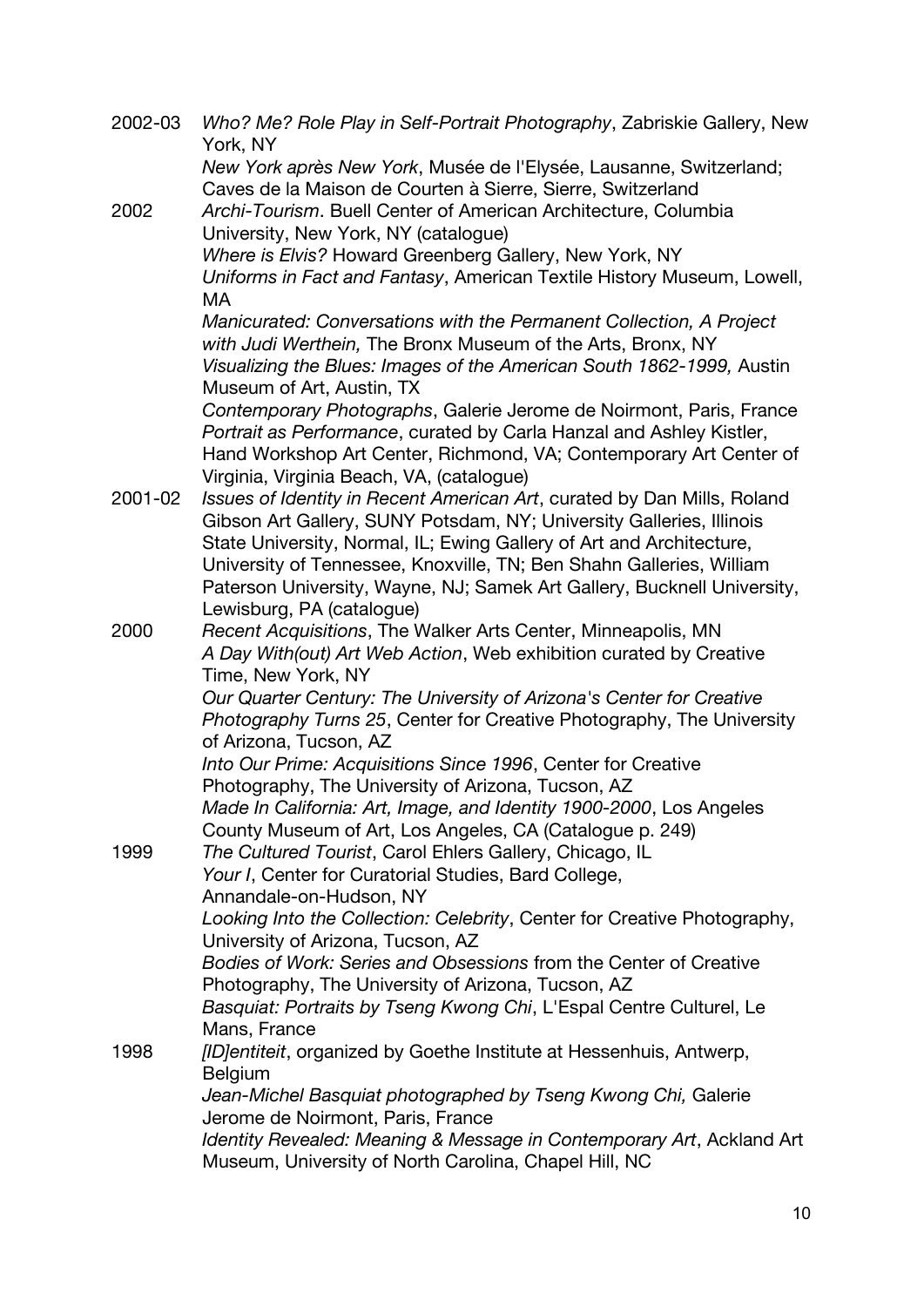2002-03 *Who? Me? Role Play in Self-Portrait Photography*, Zabriskie Gallery, New York, NY
*New York après New York*, Musée de l'Elysée, Lausanne, Switzerland; Caves de la Maison de Courten à Sierre, Sierre, Switzerland

2002 *Archi-Tourism*. Buell Center of American Architecture, Columbia University, New York, NY (catalogue)
*Where is Elvis?* Howard Greenberg Gallery, New York, NY
*Uniforms in Fact and Fantasy*, American Textile History Museum, Lowell, MA
*Manicurated: Conversations with the Permanent Collection, A Project with Judi Werthein,* The Bronx Museum of the Arts, Bronx, NY
*Visualizing the Blues: Images of the American South 1862-1999,* Austin Museum of Art, Austin, TX
*Contemporary Photographs*, Galerie Jerome de Noirmont, Paris, France
*Portrait as Performance*, curated by Carla Hanzal and Ashley Kistler, Hand Workshop Art Center, Richmond, VA; Contemporary Art Center of Virginia, Virginia Beach, VA, (catalogue)

2001-02 *Issues of Identity in Recent American Art*, curated by Dan Mills, Roland Gibson Art Gallery, SUNY Potsdam, NY; University Galleries, Illinois State University, Normal, IL; Ewing Gallery of Art and Architecture, University of Tennessee, Knoxville, TN; Ben Shahn Galleries, William Paterson University, Wayne, NJ; Samek Art Gallery, Bucknell University, Lewisburg, PA (catalogue)

2000 *Recent Acquisitions*, The Walker Arts Center, Minneapolis, MN
*A Day With(out) Art Web Action*, Web exhibition curated by Creative Time, New York, NY
*Our Quarter Century: The University of Arizona's Center for Creative Photography Turns 25*, Center for Creative Photography, The University of Arizona, Tucson, AZ
*Into Our Prime: Acquisitions Since 1996*, Center for Creative Photography, The University of Arizona, Tucson, AZ
*Made In California: Art, Image, and Identity 1900-2000*, Los Angeles County Museum of Art, Los Angeles, CA (Catalogue p. 249)

1999 *The Cultured Tourist*, Carol Ehlers Gallery, Chicago, IL
*Your I*, Center for Curatorial Studies, Bard College, Annandale-on-Hudson, NY
*Looking Into the Collection: Celebrity*, Center for Creative Photography, University of Arizona, Tucson, AZ
*Bodies of Work: Series and Obsessions* from the Center of Creative Photography, The University of Arizona, Tucson, AZ
*Basquiat: Portraits by Tseng Kwong Chi*, L'Espal Centre Culturel, Le Mans, France

1998 *[ID]entiteit*, organized by Goethe Institute at Hessenhuis, Antwerp, Belgium
*Jean-Michel Basquiat photographed by Tseng Kwong Chi,* Galerie Jerome de Noirmont, Paris, France
*Identity Revealed: Meaning & Message in Contemporary Art*, Ackland Art Museum, University of North Carolina, Chapel Hill, NC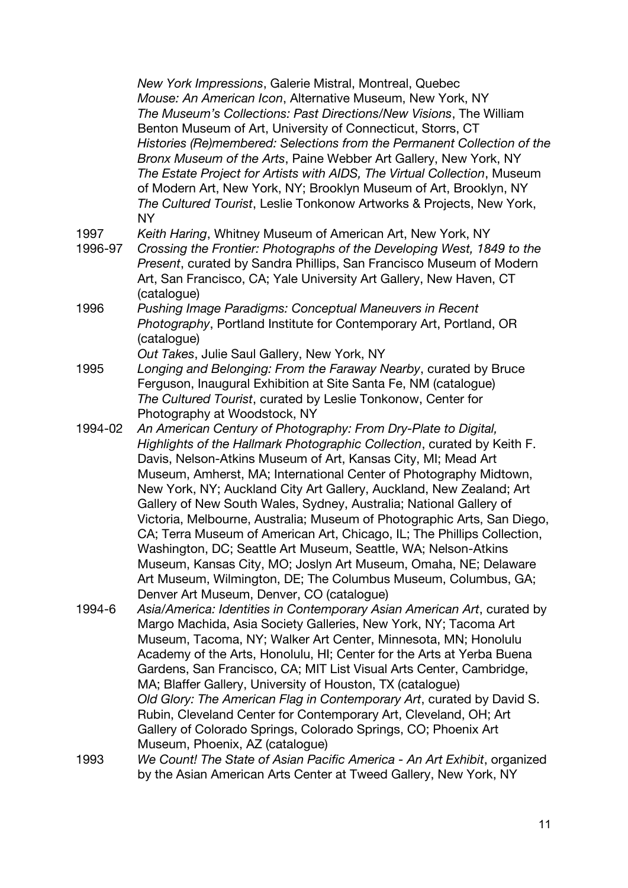*New York Impressions*, Galerie Mistral, Montreal, Quebec
*Mouse: An American Icon*, Alternative Museum, New York, NY
*The Museum's Collections: Past Directions/New Visions*, The William Benton Museum of Art, University of Connecticut, Storrs, CT
*Histories (Re)membered: Selections from the Permanent Collection of the Bronx Museum of the Arts*, Paine Webber Art Gallery, New York, NY
*The Estate Project for Artists with AIDS, The Virtual Collection*, Museum of Modern Art, New York, NY; Brooklyn Museum of Art, Brooklyn, NY
*The Cultured Tourist*, Leslie Tonkonow Artworks & Projects, New York, NY

1997 *Keith Haring*, Whitney Museum of American Art, New York, NY

1996-97 *Crossing the Frontier: Photographs of the Developing West, 1849 to the Present*, curated by Sandra Phillips, San Francisco Museum of Modern Art, San Francisco, CA; Yale University Art Gallery, New Haven, CT (catalogue)

1996 *Pushing Image Paradigms: Conceptual Maneuvers in Recent Photography*, Portland Institute for Contemporary Art, Portland, OR (catalogue)
*Out Takes*, Julie Saul Gallery, New York, NY

1995 *Longing and Belonging: From the Faraway Nearby*, curated by Bruce Ferguson, Inaugural Exhibition at Site Santa Fe, NM (catalogue)
*The Cultured Tourist*, curated by Leslie Tonkonow, Center for Photography at Woodstock, NY

1994-02 *An American Century of Photography: From Dry-Plate to Digital, Highlights of the Hallmark Photographic Collection*, curated by Keith F. Davis, Nelson-Atkins Museum of Art, Kansas City, MI; Mead Art Museum, Amherst, MA; International Center of Photography Midtown, New York, NY; Auckland City Art Gallery, Auckland, New Zealand; Art Gallery of New South Wales, Sydney, Australia; National Gallery of Victoria, Melbourne, Australia; Museum of Photographic Arts, San Diego, CA; Terra Museum of American Art, Chicago, IL; The Phillips Collection, Washington, DC; Seattle Art Museum, Seattle, WA; Nelson-Atkins Museum, Kansas City, MO; Joslyn Art Museum, Omaha, NE; Delaware Art Museum, Wilmington, DE; The Columbus Museum, Columbus, GA; Denver Art Museum, Denver, CO (catalogue)

1994-6 *Asia/America: Identities in Contemporary Asian American Art*, curated by Margo Machida, Asia Society Galleries, New York, NY; Tacoma Art Museum, Tacoma, NY; Walker Art Center, Minnesota, MN; Honolulu Academy of the Arts, Honolulu, HI; Center for the Arts at Yerba Buena Gardens, San Francisco, CA; MIT List Visual Arts Center, Cambridge, MA; Blaffer Gallery, University of Houston, TX (catalogue)
*Old Glory: The American Flag in Contemporary Art*, curated by David S. Rubin, Cleveland Center for Contemporary Art, Cleveland, OH; Art Gallery of Colorado Springs, Colorado Springs, CO; Phoenix Art Museum, Phoenix, AZ (catalogue)

1993 *We Count! The State of Asian Pacific America - An Art Exhibit*, organized by the Asian American Arts Center at Tweed Gallery, New York, NY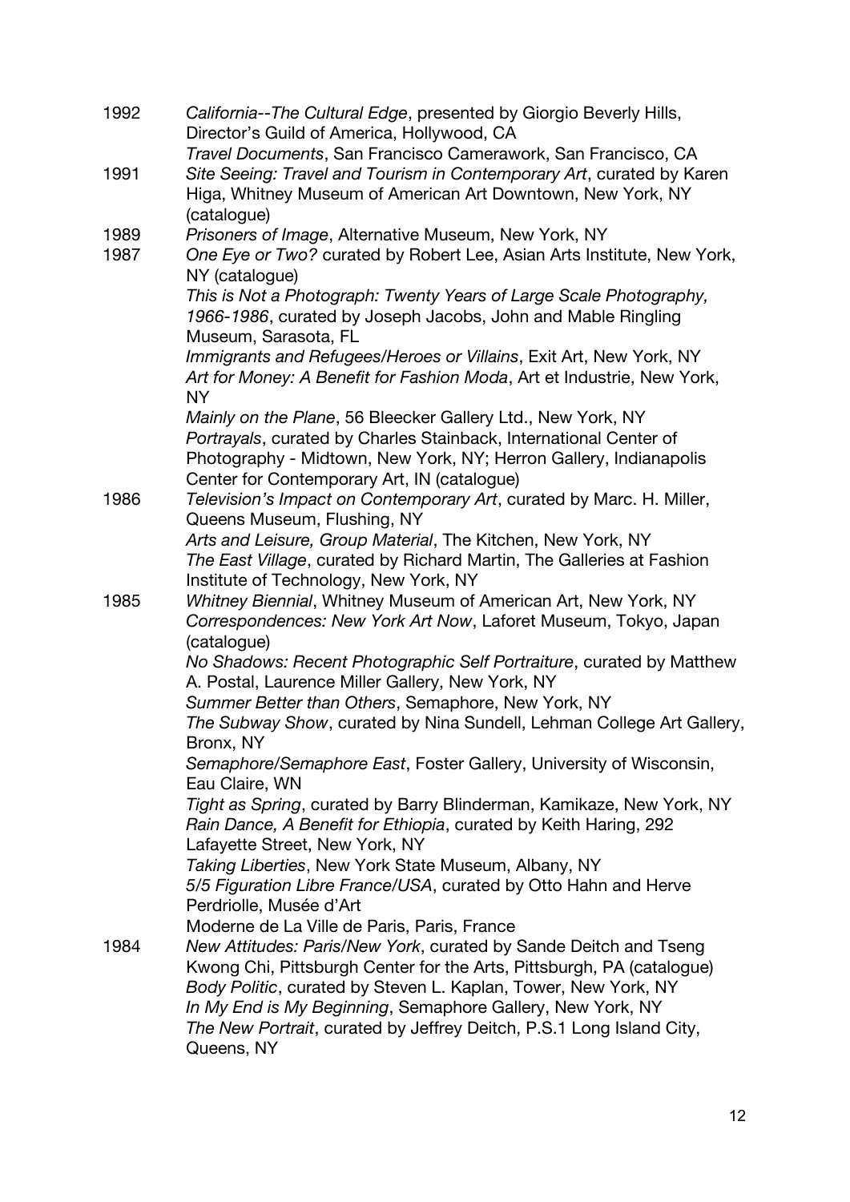1992 *California--The Cultural Edge*, presented by Giorgio Beverly Hills, Director's Guild of America, Hollywood, CA

*Travel Documents*, San Francisco Camerawork, San Francisco, CA

1991 *Site Seeing: Travel and Tourism in Contemporary Art*, curated by Karen Higa, Whitney Museum of American Art Downtown, New York, NY (catalogue)

1989 *Prisoners of Image*, Alternative Museum, New York, NY

1987 *One Eye or Two?* curated by Robert Lee, Asian Arts Institute, New York, NY (catalogue)

*This is Not a Photograph: Twenty Years of Large Scale Photography, 1966-1986*, curated by Joseph Jacobs, John and Mable Ringling Museum, Sarasota, FL

*Immigrants and Refugees/Heroes or Villains*, Exit Art, New York, NY

*Art for Money: A Benefit for Fashion Moda*, Art et Industrie, New York, NY

*Mainly on the Plane*, 56 Bleecker Gallery Ltd., New York, NY

*Portrayals*, curated by Charles Stainback, International Center of Photography - Midtown, New York, NY; Herron Gallery, Indianapolis Center for Contemporary Art, IN (catalogue)

1986 *Television's Impact on Contemporary Art*, curated by Marc. H. Miller, Queens Museum, Flushing, NY

*Arts and Leisure, Group Material*, The Kitchen, New York, NY

*The East Village*, curated by Richard Martin, The Galleries at Fashion Institute of Technology, New York, NY

1985 *Whitney Biennial*, Whitney Museum of American Art, New York, NY

*Correspondences: New York Art Now*, Laforet Museum, Tokyo, Japan (catalogue)

*No Shadows: Recent Photographic Self Portraiture*, curated by Matthew A. Postal, Laurence Miller Gallery, New York, NY

*Summer Better than Others*, Semaphore, New York, NY

*The Subway Show*, curated by Nina Sundell, Lehman College Art Gallery, Bronx, NY

*Semaphore/Semaphore East*, Foster Gallery, University of Wisconsin, Eau Claire, WN

*Tight as Spring*, curated by Barry Blinderman, Kamikaze, New York, NY

*Rain Dance, A Benefit for Ethiopia*, curated by Keith Haring, 292 Lafayette Street, New York, NY

*Taking Liberties*, New York State Museum, Albany, NY

*5/5 Figuration Libre France/USA*, curated by Otto Hahn and Herve Perdriolle, Musée d'Art Moderne de La Ville de Paris, Paris, France

1984 *New Attitudes: Paris/New York*, curated by Sande Deitch and Tseng Kwong Chi, Pittsburgh Center for the Arts, Pittsburgh, PA (catalogue)

*Body Politic*, curated by Steven L. Kaplan, Tower, New York, NY

*In My End is My Beginning*, Semaphore Gallery, New York, NY

*The New Portrait*, curated by Jeffrey Deitch, P.S.1 Long Island City, Queens, NY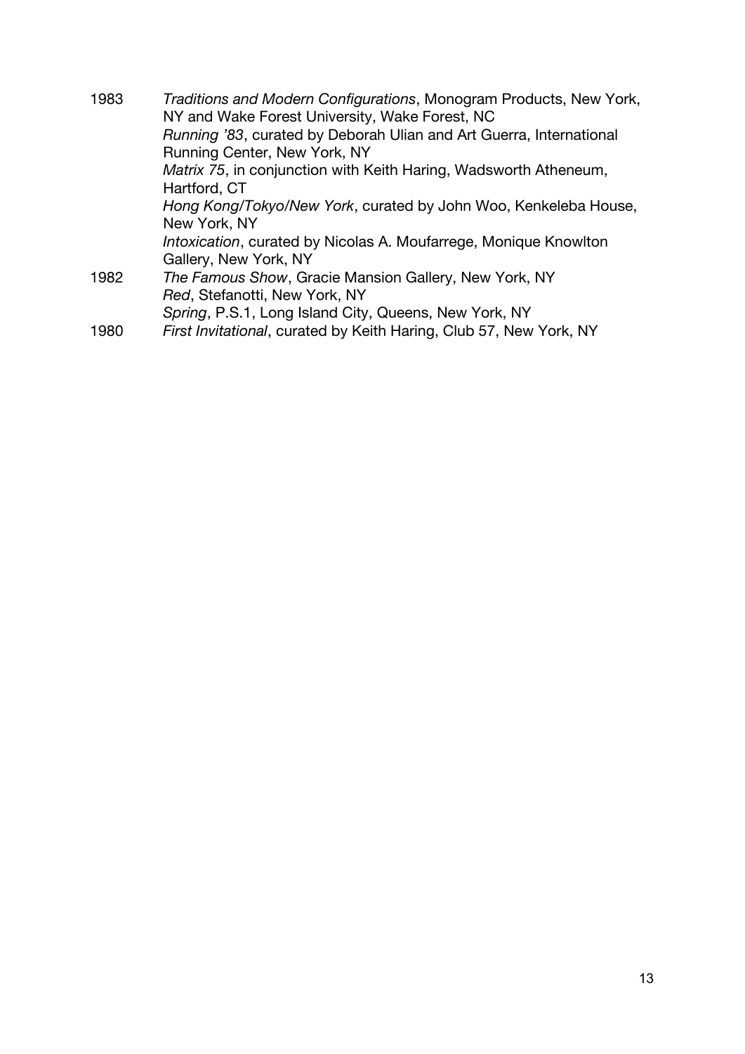1983 *Traditions and Modern Configurations*, Monogram Products, New York, NY and Wake Forest University, Wake Forest, NC
*Running '83*, curated by Deborah Ulian and Art Guerra, International Running Center, New York, NY
*Matrix 75*, in conjunction with Keith Haring, Wadsworth Atheneum, Hartford, CT
*Hong Kong/Tokyo/New York*, curated by John Woo, Kenkeleba House, New York, NY
*Intoxication*, curated by Nicolas A. Moufarrege, Monique Knowlton Gallery, New York, NY

1982 *The Famous Show*, Gracie Mansion Gallery, New York, NY
*Red*, Stefanotti, New York, NY
*Spring*, P.S.1, Long Island City, Queens, New York, NY

1980 *First Invitational*, curated by Keith Haring, Club 57, New York, NY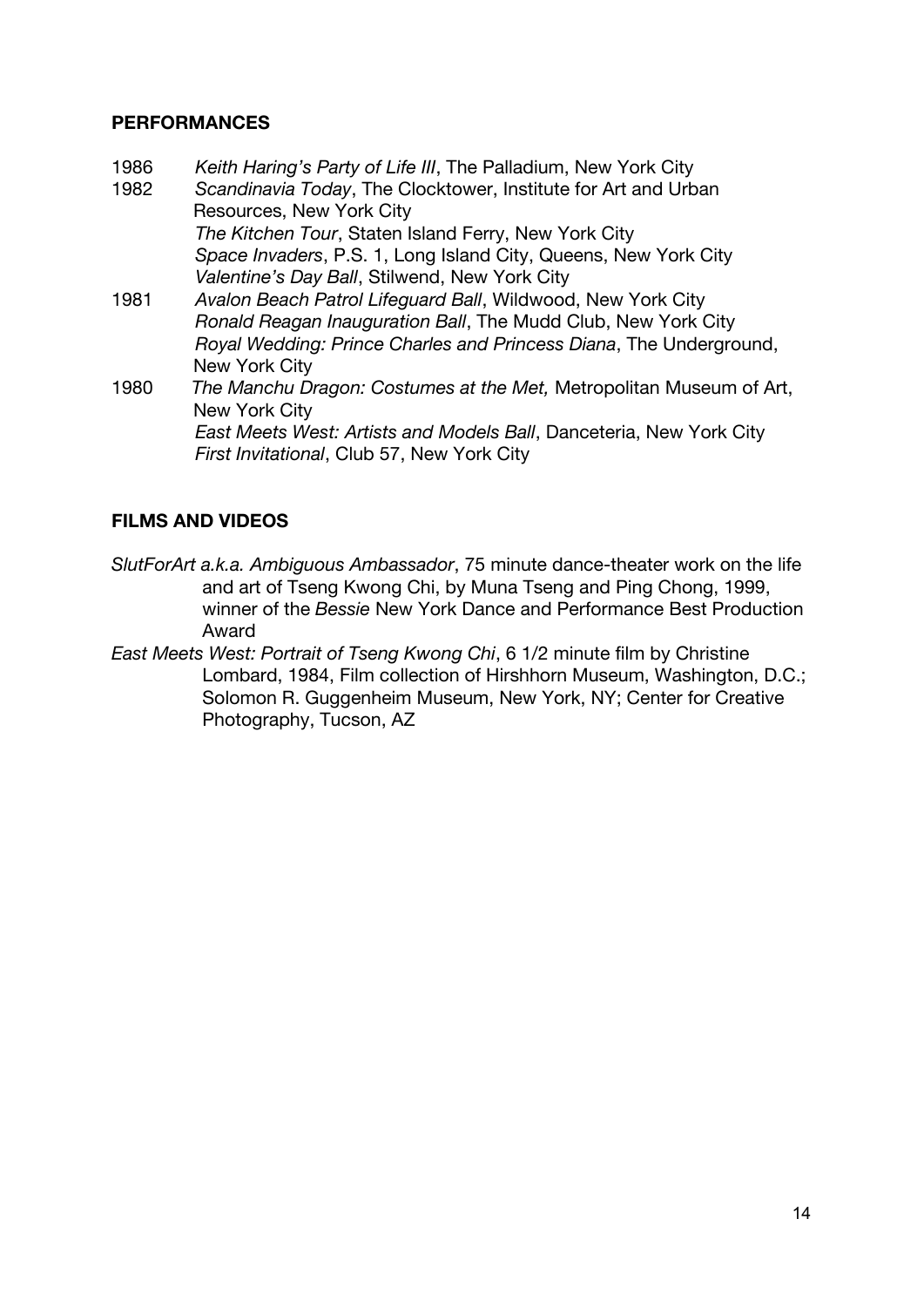## PERFORMANCES

1986 *Keith Haring's Party of Life III*, The Palladium, New York City

1982 *Scandinavia Today*, The Clocktower, Institute for Art and Urban Resources, New York City
*The Kitchen Tour*, Staten Island Ferry, New York City
*Space Invaders*, P.S. 1, Long Island City, Queens, New York City
*Valentine's Day Ball*, Stilwend, New York City

1981 *Avalon Beach Patrol Lifeguard Ball*, Wildwood, New York City
*Ronald Reagan Inauguration Ball*, The Mudd Club, New York City
*Royal Wedding: Prince Charles and Princess Diana*, The Underground, New York City

1980 *The Manchu Dragon: Costumes at the Met,* Metropolitan Museum of Art, New York City
*East Meets West: Artists and Models Ball*, Danceteria, New York City
*First Invitational*, Club 57, New York City

## FILMS AND VIDEOS

*SlutForArt a.k.a. Ambiguous Ambassador*, 75 minute dance-theater work on the life and art of Tseng Kwong Chi, by Muna Tseng and Ping Chong, 1999, winner of the *Bessie* New York Dance and Performance Best Production Award

*East Meets West: Portrait of Tseng Kwong Chi*, 6 1/2 minute film by Christine Lombard, 1984, Film collection of Hirshhorn Museum, Washington, D.C.; Solomon R. Guggenheim Museum, New York, NY; Center for Creative Photography, Tucson, AZ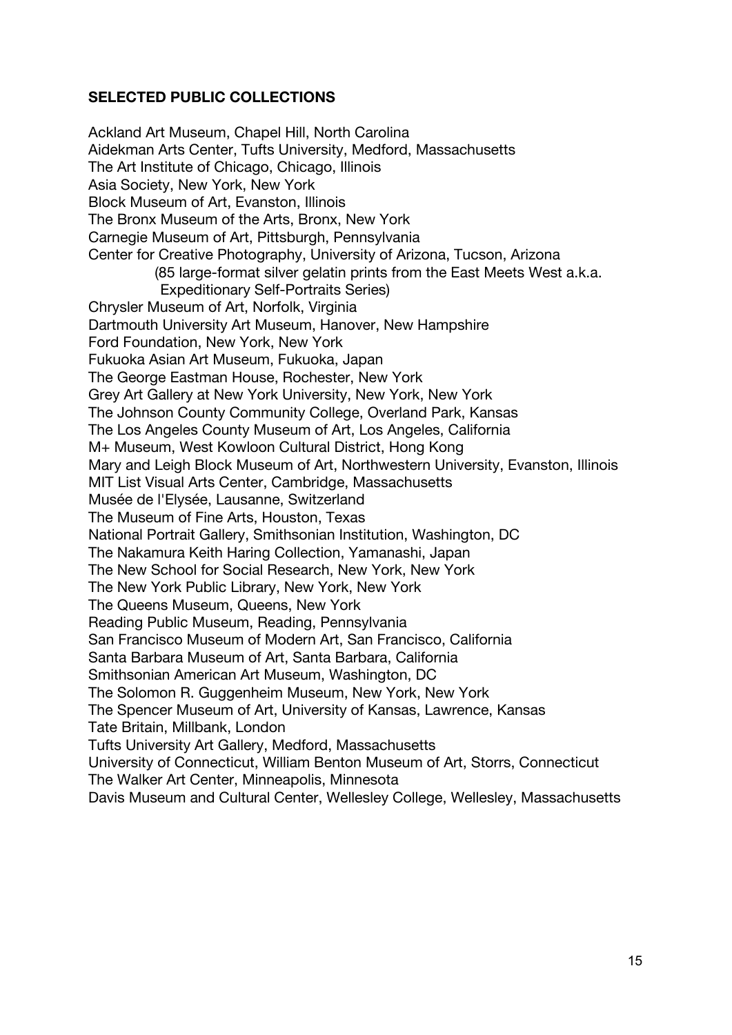**SELECTED PUBLIC COLLECTIONS**

Ackland Art Museum, Chapel Hill, North Carolina
Aidekman Arts Center, Tufts University, Medford, Massachusetts
The Art Institute of Chicago, Chicago, Illinois
Asia Society, New York, New York
Block Museum of Art, Evanston, Illinois
The Bronx Museum of the Arts, Bronx, New York
Carnegie Museum of Art, Pittsburgh, Pennsylvania
Center for Creative Photography, University of Arizona, Tucson, Arizona
(85 large-format silver gelatin prints from the East Meets West a.k.a. Expeditionary Self-Portraits Series)
Chrysler Museum of Art, Norfolk, Virginia
Dartmouth University Art Museum, Hanover, New Hampshire
Ford Foundation, New York, New York
Fukuoka Asian Art Museum, Fukuoka, Japan
The George Eastman House, Rochester, New York
Grey Art Gallery at New York University, New York, New York
The Johnson County Community College, Overland Park, Kansas
The Los Angeles County Museum of Art, Los Angeles, California
M+ Museum, West Kowloon Cultural District, Hong Kong
Mary and Leigh Block Museum of Art, Northwestern University, Evanston, Illinois
MIT List Visual Arts Center, Cambridge, Massachusetts
Musée de l'Elysée, Lausanne, Switzerland
The Museum of Fine Arts, Houston, Texas
National Portrait Gallery, Smithsonian Institution, Washington, DC
The Nakamura Keith Haring Collection, Yamanashi, Japan
The New School for Social Research, New York, New York
The New York Public Library, New York, New York
The Queens Museum, Queens, New York
Reading Public Museum, Reading, Pennsylvania
San Francisco Museum of Modern Art, San Francisco, California
Santa Barbara Museum of Art, Santa Barbara, California
Smithsonian American Art Museum, Washington, DC
The Solomon R. Guggenheim Museum, New York, New York
The Spencer Museum of Art, University of Kansas, Lawrence, Kansas
Tate Britain, Millbank, London
Tufts University Art Gallery, Medford, Massachusetts
University of Connecticut, William Benton Museum of Art, Storrs, Connecticut
The Walker Art Center, Minneapolis, Minnesota
Davis Museum and Cultural Center, Wellesley College, Wellesley, Massachusetts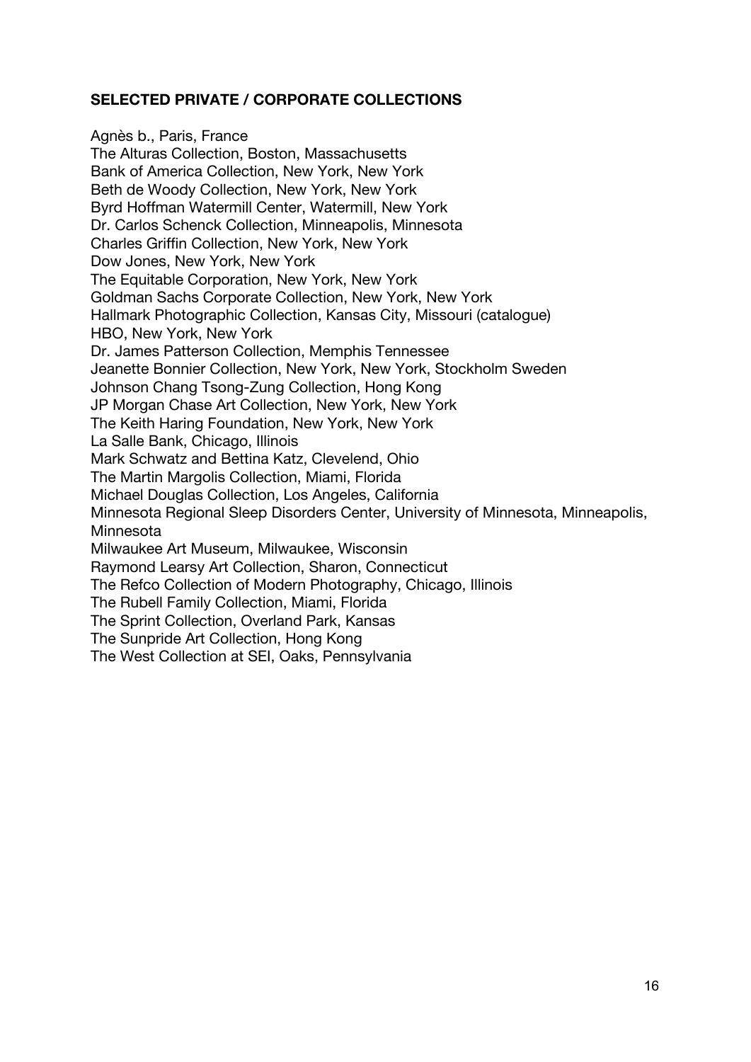**SELECTED PRIVATE / CORPORATE COLLECTIONS**

Agnès b., Paris, France
The Alturas Collection, Boston, Massachusetts
Bank of America Collection, New York, New York
Beth de Woody Collection, New York, New York
Byrd Hoffman Watermill Center, Watermill, New York
Dr. Carlos Schenck Collection, Minneapolis, Minnesota
Charles Griffin Collection, New York, New York
Dow Jones, New York, New York
The Equitable Corporation, New York, New York
Goldman Sachs Corporate Collection, New York, New York
Hallmark Photographic Collection, Kansas City, Missouri (catalogue)
HBO, New York, New York
Dr. James Patterson Collection, Memphis Tennessee
Jeanette Bonnier Collection, New York, New York, Stockholm Sweden
Johnson Chang Tsong-Zung Collection, Hong Kong
JP Morgan Chase Art Collection, New York, New York
The Keith Haring Foundation, New York, New York
La Salle Bank, Chicago, Illinois
Mark Schwatz and Bettina Katz, Clevelend, Ohio
The Martin Margolis Collection, Miami, Florida
Michael Douglas Collection, Los Angeles, California
Minnesota Regional Sleep Disorders Center, University of Minnesota, Minneapolis, Minnesota
Milwaukee Art Museum, Milwaukee, Wisconsin
Raymond Learsy Art Collection, Sharon, Connecticut
The Refco Collection of Modern Photography, Chicago, Illinois
The Rubell Family Collection, Miami, Florida
The Sprint Collection, Overland Park, Kansas
The Sunpride Art Collection, Hong Kong
The West Collection at SEI, Oaks, Pennsylvania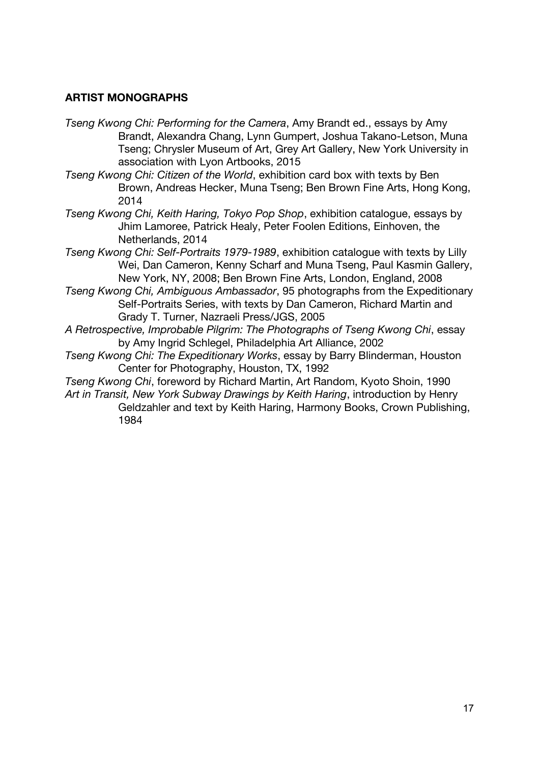**ARTIST MONOGRAPHS**

*Tseng Kwong Chi: Performing for the Camera*, Amy Brandt ed., essays by Amy Brandt, Alexandra Chang, Lynn Gumpert, Joshua Takano-Letson, Muna Tseng; Chrysler Museum of Art, Grey Art Gallery, New York University in association with Lyon Artbooks, 2015

*Tseng Kwong Chi: Citizen of the World*, exhibition card box with texts by Ben Brown, Andreas Hecker, Muna Tseng; Ben Brown Fine Arts, Hong Kong, 2014

*Tseng Kwong Chi, Keith Haring, Tokyo Pop Shop*, exhibition catalogue, essays by Jhim Lamoree, Patrick Healy, Peter Foolen Editions, Einhoven, the Netherlands, 2014

*Tseng Kwong Chi: Self-Portraits 1979-1989*, exhibition catalogue with texts by Lilly Wei, Dan Cameron, Kenny Scharf and Muna Tseng, Paul Kasmin Gallery, New York, NY, 2008; Ben Brown Fine Arts, London, England, 2008

*Tseng Kwong Chi, Ambiguous Ambassador*, 95 photographs from the Expeditionary Self-Portraits Series, with texts by Dan Cameron, Richard Martin and Grady T. Turner, Nazraeli Press/JGS, 2005

*A Retrospective, Improbable Pilgrim: The Photographs of Tseng Kwong Chi*, essay by Amy Ingrid Schlegel, Philadelphia Art Alliance, 2002

*Tseng Kwong Chi: The Expeditionary Works*, essay by Barry Blinderman, Houston Center for Photography, Houston, TX, 1992

*Tseng Kwong Chi*, foreword by Richard Martin, Art Random, Kyoto Shoin, 1990

*Art in Transit, New York Subway Drawings by Keith Haring*, introduction by Henry Geldzahler and text by Keith Haring, Harmony Books, Crown Publishing, 1984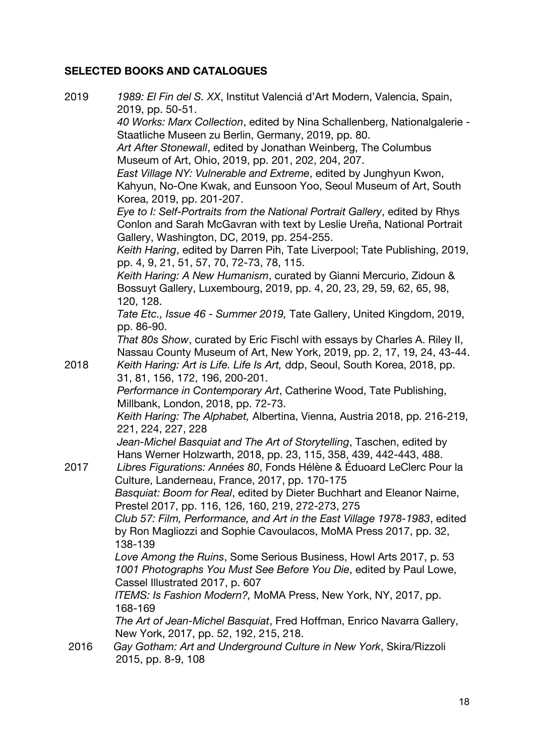**SELECTED BOOKS AND CATALOGUES**

2019 *1989: El Fin del S. XX*, Institut Valenciá d'Art Modern, Valencia, Spain, 2019, pp. 50-51.

*40 Works: Marx Collection*, edited by Nina Schallenberg, Nationalgalerie - Staatliche Museen zu Berlin, Germany, 2019, pp. 80.

*Art After Stonewall*, edited by Jonathan Weinberg, The Columbus Museum of Art, Ohio, 2019, pp. 201, 202, 204, 207.

*East Village NY: Vulnerable and Extreme*, edited by Junghyun Kwon, Kahyun, No-One Kwak, and Eunsoon Yoo, Seoul Museum of Art, South Korea, 2019, pp. 201-207.

*Eye to I: Self-Portraits from the National Portrait Gallery*, edited by Rhys Conlon and Sarah McGavran with text by Leslie Ureña, National Portrait Gallery, Washington, DC, 2019, pp. 254-255.

*Keith Haring*, edited by Darren Pih, Tate Liverpool; Tate Publishing, 2019, pp. 4, 9, 21, 51, 57, 70, 72-73, 78, 115.

*Keith Haring: A New Humanism*, curated by Gianni Mercurio, Zidoun & Bossuyt Gallery, Luxembourg, 2019, pp. 4, 20, 23, 29, 59, 62, 65, 98, 120, 128.

*Tate Etc., Issue 46 - Summer 2019,* Tate Gallery, United Kingdom, 2019, pp. 86-90.

*That 80s Show*, curated by Eric Fischl with essays by Charles A. Riley II, Nassau County Museum of Art, New York, 2019, pp. 2, 17, 19, 24, 43-44.

2018 *Keith Haring: Art is Life. Life Is Art,* ddp, Seoul, South Korea, 2018, pp. 31, 81, 156, 172, 196, 200-201.

*Performance in Contemporary Art*, Catherine Wood, Tate Publishing, Millbank, London, 2018, pp. 72-73.

*Keith Haring: The Alphabet,* Albertina, Vienna, Austria 2018, pp. 216-219, 221, 224, 227, 228

*Jean-Michel Basquiat and The Art of Storytelling*, Taschen, edited by Hans Werner Holzwarth, 2018, pp. 23, 115, 358, 439, 442-443, 488.

2017 *Libres Figurations: Années 80*, Fonds Hélène & Éduoard LeClerc Pour la Culture, Landerneau, France, 2017, pp. 170-175

*Basquiat: Boom for Real*, edited by Dieter Buchhart and Eleanor Nairne, Prestel 2017, pp. 116, 126, 160, 219, 272-273, 275

*Club 57: Film, Performance, and Art in the East Village 1978-1983*, edited by Ron Magliozzi and Sophie Cavoulacos, MoMA Press 2017, pp. 32, 138-139

*Love Among the Ruins*, Some Serious Business, Howl Arts 2017, p. 53

*1001 Photographs You Must See Before You Die*, edited by Paul Lowe, Cassel Illustrated 2017, p. 607

*ITEMS: Is Fashion Modern?,* MoMA Press, New York, NY, 2017, pp. 168-169

*The Art of Jean-Michel Basquiat*, Fred Hoffman, Enrico Navarra Gallery, New York, 2017, pp. 52, 192, 215, 218.

2016 *Gay Gotham: Art and Underground Culture in New York*, Skira/Rizzoli 2015, pp. 8-9, 108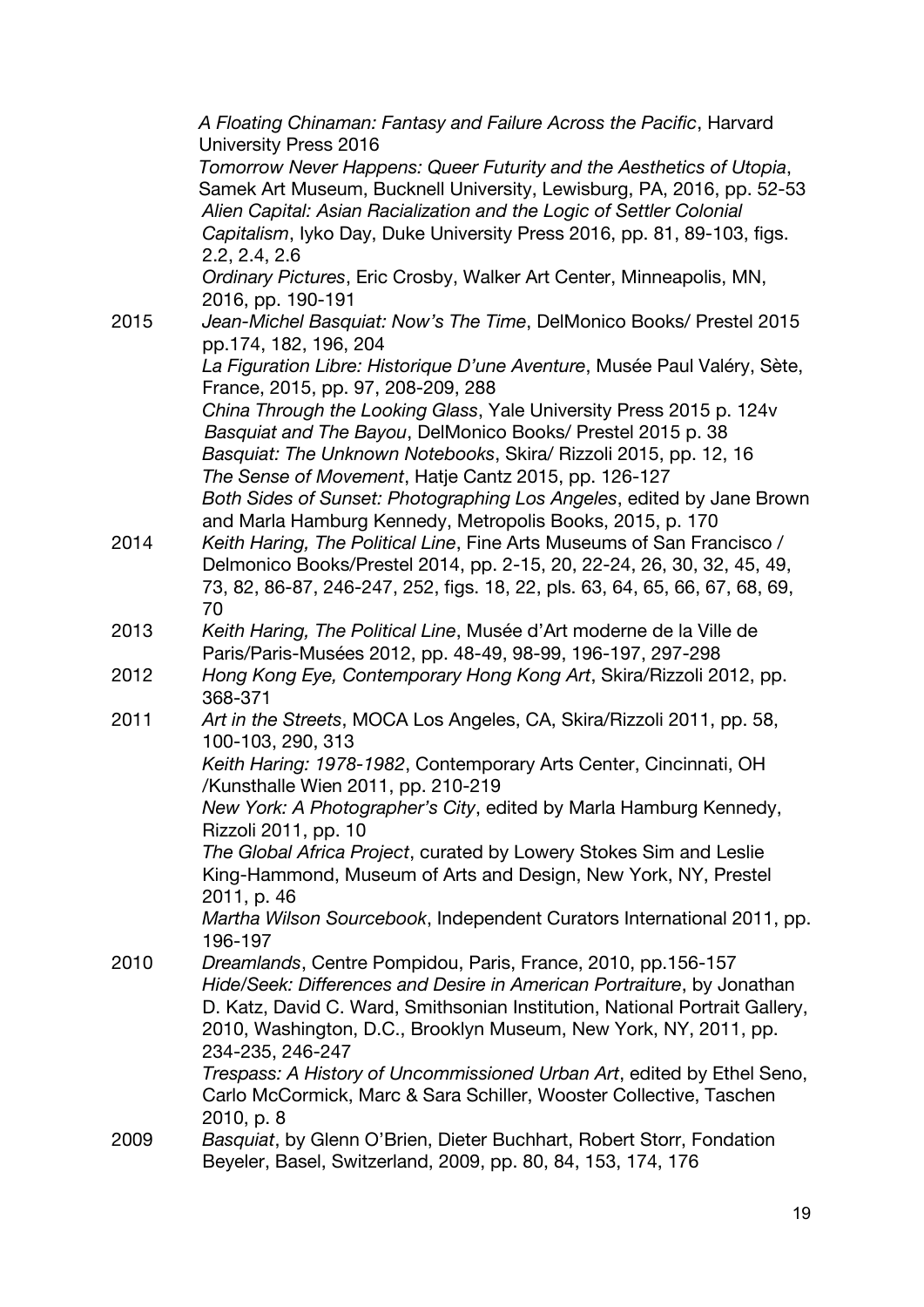*A Floating Chinaman: Fantasy and Failure Across the Pacific*, Harvard University Press 2016

*Tomorrow Never Happens: Queer Futurity and the Aesthetics of Utopia*, Samek Art Museum, Bucknell University, Lewisburg, PA, 2016, pp. 52-53

*Alien Capital: Asian Racialization and the Logic of Settler Colonial Capitalism*, Iyko Day, Duke University Press 2016, pp. 81, 89-103, figs. 2.2, 2.4, 2.6

*Ordinary Pictures*, Eric Crosby, Walker Art Center, Minneapolis, MN, 2016, pp. 190-191

2015 *Jean-Michel Basquiat: Now's The Time*, DelMonico Books/ Prestel 2015 pp.174, 182, 196, 204

*La Figuration Libre: Historique D'une Aventure*, Musée Paul Valéry, Sète, France, 2015, pp. 97, 208-209, 288

*China Through the Looking Glass*, Yale University Press 2015 p. 124v

*Basquiat and The Bayou*, DelMonico Books/ Prestel 2015 p. 38

*Basquiat: The Unknown Notebooks*, Skira/ Rizzoli 2015, pp. 12, 16

*The Sense of Movement*, Hatje Cantz 2015, pp. 126-127

*Both Sides of Sunset: Photographing Los Angeles*, edited by Jane Brown and Marla Hamburg Kennedy, Metropolis Books, 2015, p. 170

2014 *Keith Haring, The Political Line*, Fine Arts Museums of San Francisco / Delmonico Books/Prestel 2014, pp. 2-15, 20, 22-24, 26, 30, 32, 45, 49, 73, 82, 86-87, 246-247, 252, figs. 18, 22, pls. 63, 64, 65, 66, 67, 68, 69, 70

2013 *Keith Haring, The Political Line*, Musée d'Art moderne de la Ville de Paris/Paris-Musées 2012, pp. 48-49, 98-99, 196-197, 297-298

2012 *Hong Kong Eye, Contemporary Hong Kong Art*, Skira/Rizzoli 2012, pp. 368-371

2011 *Art in the Streets*, MOCA Los Angeles, CA, Skira/Rizzoli 2011, pp. 58, 100-103, 290, 313

*Keith Haring: 1978-1982*, Contemporary Arts Center, Cincinnati, OH /Kunsthalle Wien 2011, pp. 210-219

*New York: A Photographer's City*, edited by Marla Hamburg Kennedy, Rizzoli 2011, pp. 10

*The Global Africa Project*, curated by Lowery Stokes Sim and Leslie King-Hammond, Museum of Arts and Design, New York, NY, Prestel 2011, p. 46

*Martha Wilson Sourcebook*, Independent Curators International 2011, pp. 196-197

2010 *Dreamlands*, Centre Pompidou, Paris, France, 2010, pp.156-157

*Hide/Seek: Differences and Desire in American Portraiture*, by Jonathan D. Katz, David C. Ward, Smithsonian Institution, National Portrait Gallery, 2010, Washington, D.C., Brooklyn Museum, New York, NY, 2011, pp. 234-235, 246-247

*Trespass: A History of Uncommissioned Urban Art*, edited by Ethel Seno, Carlo McCormick, Marc & Sara Schiller, Wooster Collective, Taschen 2010, p. 8

2009 *Basquiat*, by Glenn O'Brien, Dieter Buchhart, Robert Storr, Fondation Beyeler, Basel, Switzerland, 2009, pp. 80, 84, 153, 174, 176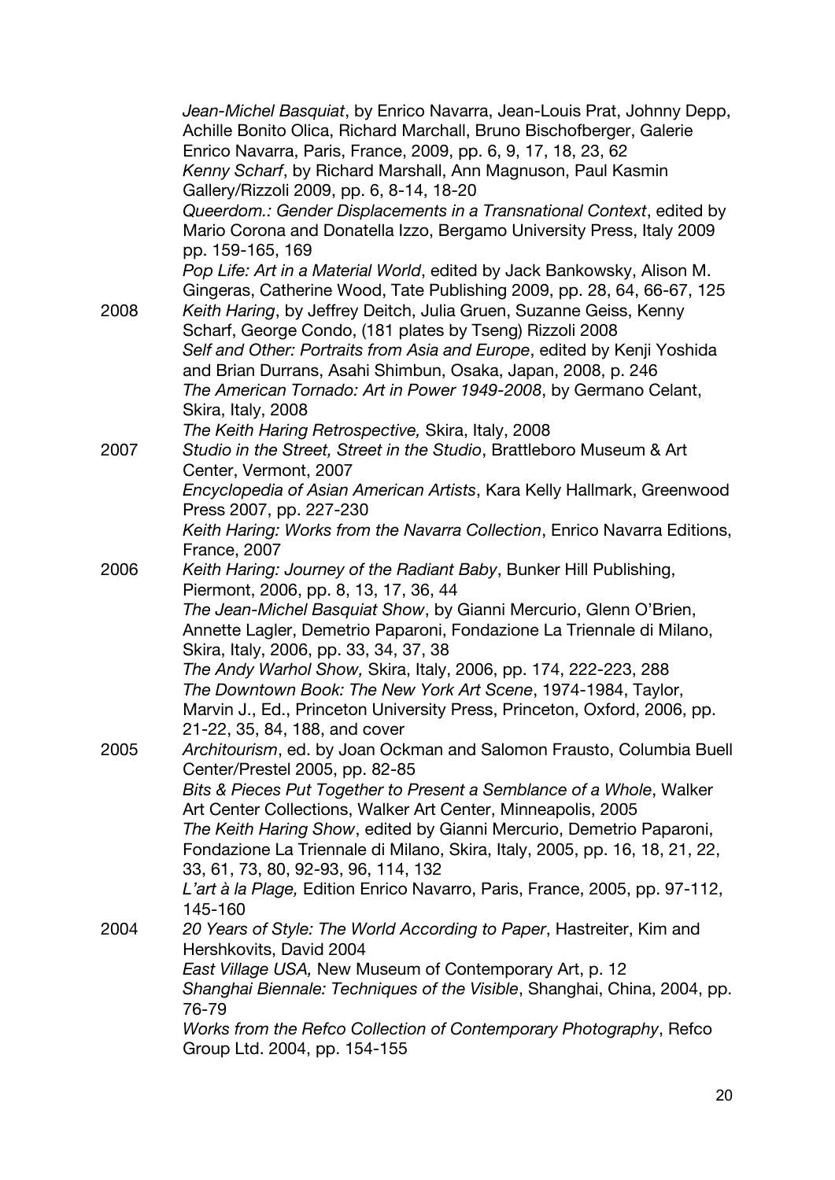*Jean-Michel Basquiat*, by Enrico Navarra, Jean-Louis Prat, Johnny Depp, Achille Bonito Olica, Richard Marchall, Bruno Bischofberger, Galerie Enrico Navarra, Paris, France, 2009, pp. 6, 9, 17, 18, 23, 62

*Kenny Scharf*, by Richard Marshall, Ann Magnuson, Paul Kasmin Gallery/Rizzoli 2009, pp. 6, 8-14, 18-20

*Queerdom.: Gender Displacements in a Transnational Context*, edited by Mario Corona and Donatella Izzo, Bergamo University Press, Italy 2009 pp. 159-165, 169

*Pop Life: Art in a Material World*, edited by Jack Bankowsky, Alison M. Gingeras, Catherine Wood, Tate Publishing 2009, pp. 28, 64, 66-67, 125

2008 *Keith Haring*, by Jeffrey Deitch, Julia Gruen, Suzanne Geiss, Kenny Scharf, George Condo, (181 plates by Tseng) Rizzoli 2008

*Self and Other: Portraits from Asia and Europe*, edited by Kenji Yoshida and Brian Durrans, Asahi Shimbun, Osaka, Japan, 2008, p. 246

*The American Tornado: Art in Power 1949-2008*, by Germano Celant, Skira, Italy, 2008

*The Keith Haring Retrospective,* Skira, Italy, 2008

2007 *Studio in the Street, Street in the Studio*, Brattleboro Museum & Art Center, Vermont, 2007

*Encyclopedia of Asian American Artists*, Kara Kelly Hallmark, Greenwood Press 2007, pp. 227-230

*Keith Haring: Works from the Navarra Collection*, Enrico Navarra Editions, France, 2007

2006 *Keith Haring: Journey of the Radiant Baby*, Bunker Hill Publishing, Piermont, 2006, pp. 8, 13, 17, 36, 44

*The Jean-Michel Basquiat Show*, by Gianni Mercurio, Glenn O'Brien, Annette Lagler, Demetrio Paparoni, Fondazione La Triennale di Milano, Skira, Italy, 2006, pp. 33, 34, 37, 38

*The Andy Warhol Show,* Skira, Italy, 2006, pp. 174, 222-223, 288

*The Downtown Book: The New York Art Scene*, 1974-1984, Taylor, Marvin J., Ed., Princeton University Press, Princeton, Oxford, 2006, pp. 21-22, 35, 84, 188, and cover

2005 *Architourism*, ed. by Joan Ockman and Salomon Frausto, Columbia Buell Center/Prestel 2005, pp. 82-85

*Bits & Pieces Put Together to Present a Semblance of a Whole*, Walker Art Center Collections, Walker Art Center, Minneapolis, 2005

*The Keith Haring Show*, edited by Gianni Mercurio, Demetrio Paparoni, Fondazione La Triennale di Milano, Skira, Italy, 2005, pp. 16, 18, 21, 22, 33, 61, 73, 80, 92-93, 96, 114, 132

*L'art à la Plage,* Edition Enrico Navarro, Paris, France, 2005, pp. 97-112, 145-160

2004 *20 Years of Style: The World According to Paper*, Hastreiter, Kim and Hershkovits, David 2004

*East Village USA,* New Museum of Contemporary Art, p. 12

*Shanghai Biennale: Techniques of the Visible*, Shanghai, China, 2004, pp. 76-79

*Works from the Refco Collection of Contemporary Photography*, Refco Group Ltd. 2004, pp. 154-155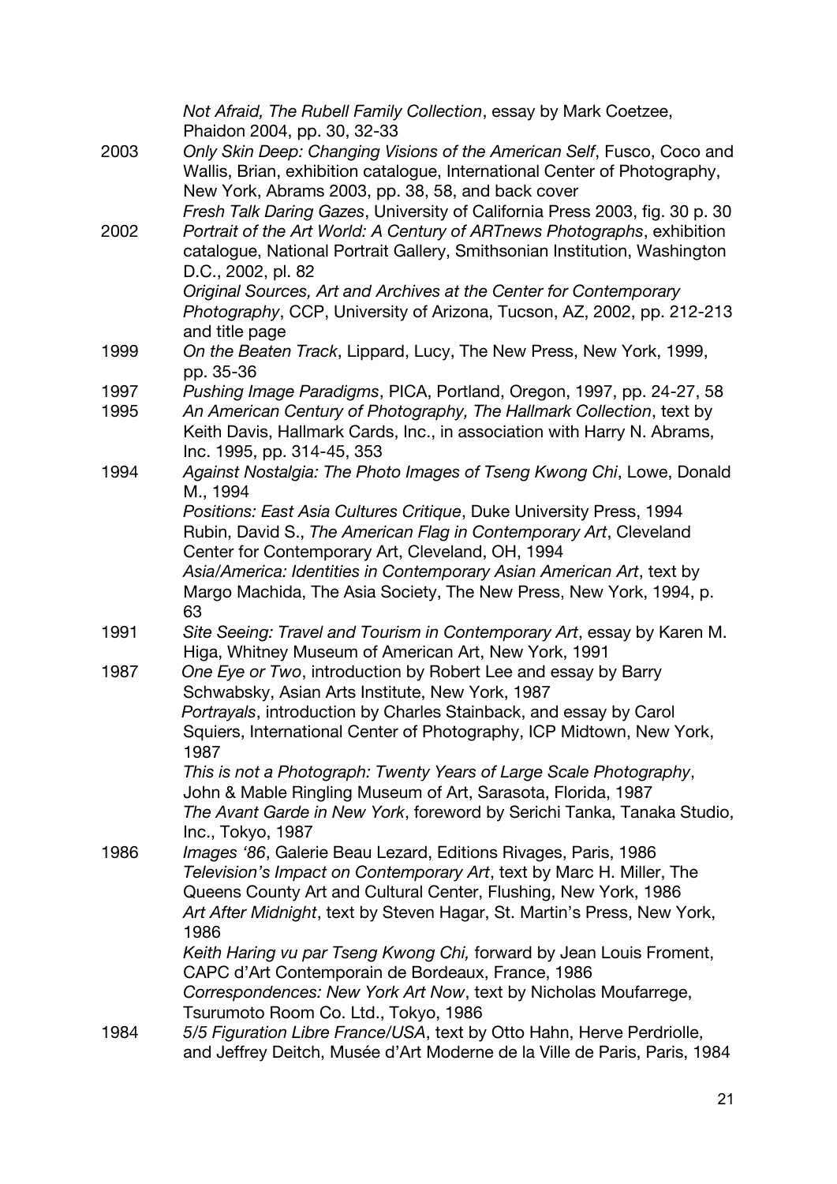*Not Afraid, The Rubell Family Collection*, essay by Mark Coetzee, Phaidon 2004, pp. 30, 32-33

2003 *Only Skin Deep: Changing Visions of the American Self*, Fusco, Coco and Wallis, Brian, exhibition catalogue, International Center of Photography, New York, Abrams 2003, pp. 38, 58, and back cover

*Fresh Talk Daring Gazes*, University of California Press 2003, fig. 30 p. 30

2002 *Portrait of the Art World: A Century of ARTnews Photographs*, exhibition catalogue, National Portrait Gallery, Smithsonian Institution, Washington D.C., 2002, pl. 82

*Original Sources, Art and Archives at the Center for Contemporary Photography*, CCP, University of Arizona, Tucson, AZ, 2002, pp. 212-213 and title page

1999 *On the Beaten Track*, Lippard, Lucy, The New Press, New York, 1999, pp. 35-36

1997 *Pushing Image Paradigms*, PICA, Portland, Oregon, 1997, pp. 24-27, 58

1995 *An American Century of Photography, The Hallmark Collection*, text by Keith Davis, Hallmark Cards, Inc., in association with Harry N. Abrams, Inc. 1995, pp. 314-45, 353

1994 *Against Nostalgia: The Photo Images of Tseng Kwong Chi*, Lowe, Donald M., 1994

*Positions: East Asia Cultures Critique*, Duke University Press, 1994

Rubin, David S., *The American Flag in Contemporary Art*, Cleveland Center for Contemporary Art, Cleveland, OH, 1994

*Asia/America: Identities in Contemporary Asian American Art*, text by Margo Machida, The Asia Society, The New Press, New York, 1994, p. 63

1991 *Site Seeing: Travel and Tourism in Contemporary Art*, essay by Karen M. Higa, Whitney Museum of American Art, New York, 1991

1987 *One Eye or Two*, introduction by Robert Lee and essay by Barry Schwabsky, Asian Arts Institute, New York, 1987

*Portrayals*, introduction by Charles Stainback, and essay by Carol Squiers, International Center of Photography, ICP Midtown, New York, 1987

*This is not a Photograph: Twenty Years of Large Scale Photography*, John & Mable Ringling Museum of Art, Sarasota, Florida, 1987

*The Avant Garde in New York*, foreword by Serichi Tanka, Tanaka Studio, Inc., Tokyo, 1987

1986 *Images '86*, Galerie Beau Lezard, Editions Rivages, Paris, 1986

*Television's Impact on Contemporary Art*, text by Marc H. Miller, The Queens County Art and Cultural Center, Flushing, New York, 1986

*Art After Midnight*, text by Steven Hagar, St. Martin's Press, New York, 1986

*Keith Haring vu par Tseng Kwong Chi,* forward by Jean Louis Froment, CAPC d'Art Contemporain de Bordeaux, France, 1986

*Correspondences: New York Art Now*, text by Nicholas Moufarrege, Tsurumoto Room Co. Ltd., Tokyo, 1986

1984 *5/5 Figuration Libre France/USA*, text by Otto Hahn, Herve Perdriolle, and Jeffrey Deitch, Musée d'Art Moderne de la Ville de Paris, Paris, 1984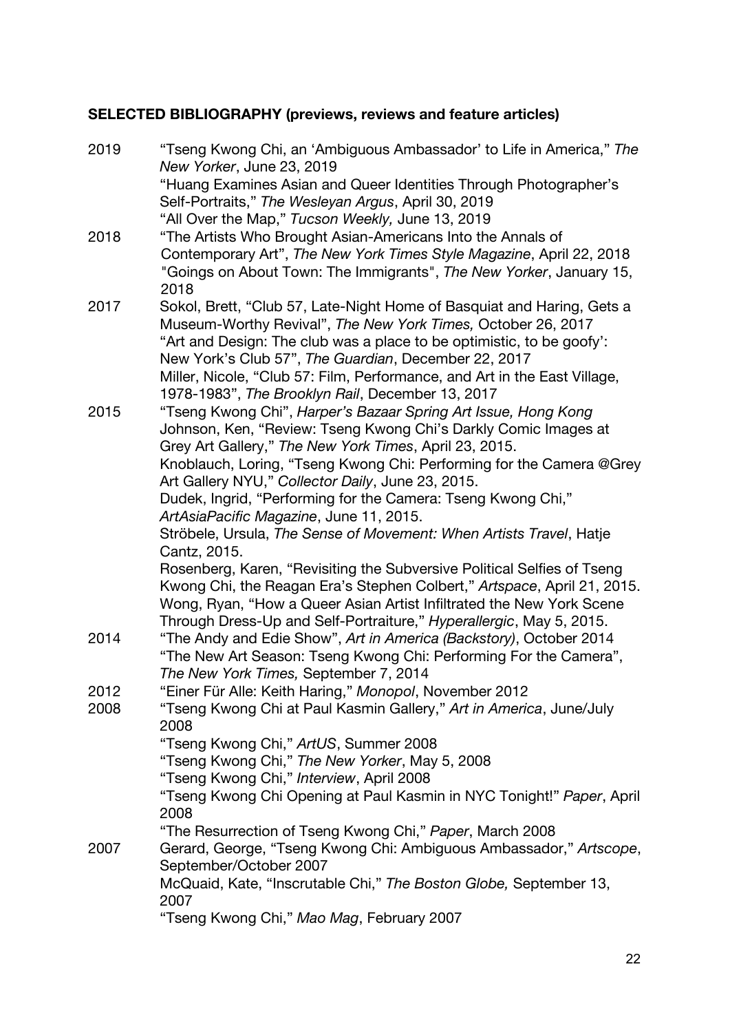**SELECTED BIBLIOGRAPHY (previews, reviews and feature articles)**

2019
“Tseng Kwong Chi, an ‘Ambiguous Ambassador’ to Life in America,” *The New Yorker*, June 23, 2019
“Huang Examines Asian and Queer Identities Through Photographer’s Self-Portraits,” *The Wesleyan Argus*, April 30, 2019
“All Over the Map,” *Tucson Weekly,* June 13, 2019

2018
“The Artists Who Brought Asian-Americans Into the Annals of Contemporary Art”, *The New York Times Style Magazine*, April 22, 2018
"Goings on About Town: The Immigrants", *The New Yorker*, January 15, 2018

2017
Sokol, Brett, “Club 57, Late-Night Home of Basquiat and Haring, Gets a Museum-Worthy Revival”, *The New York Times,* October 26, 2017
“Art and Design: The club was a place to be optimistic, to be goofy’: New York’s Club 57”, *The Guardian*, December 22, 2017
Miller, Nicole, “Club 57: Film, Performance, and Art in the East Village, 1978-1983”, *The Brooklyn Rail*, December 13, 2017

2015
“Tseng Kwong Chi”, *Harper’s Bazaar Spring Art Issue, Hong Kong*
Johnson, Ken, “Review: Tseng Kwong Chi’s Darkly Comic Images at Grey Art Gallery,” *The New York Times*, April 23, 2015.
Knoblauch, Loring, “Tseng Kwong Chi: Performing for the Camera @Grey Art Gallery NYU,” *Collector Daily*, June 23, 2015.
Dudek, Ingrid, “Performing for the Camera: Tseng Kwong Chi,” *ArtAsiaPacific Magazine*, June 11, 2015.
Ströbele, Ursula, *The Sense of Movement: When Artists Travel*, Hatje Cantz, 2015.
Rosenberg, Karen, “Revisiting the Subversive Political Selfies of Tseng Kwong Chi, the Reagan Era’s Stephen Colbert,” *Artspace*, April 21, 2015.
Wong, Ryan, “How a Queer Asian Artist Infiltrated the New York Scene Through Dress-Up and Self-Portraiture,” *Hyperallergic*, May 5, 2015.

2014
“The Andy and Edie Show”, *Art in America (Backstory)*, October 2014
“The New Art Season: Tseng Kwong Chi: Performing For the Camera”, *The New York Times,* September 7, 2014

2012
“Einer Für Alle: Keith Haring,” *Monopol*, November 2012

2008
“Tseng Kwong Chi at Paul Kasmin Gallery,” *Art in America*, June/July 2008
“Tseng Kwong Chi,” *ArtUS*, Summer 2008
“Tseng Kwong Chi,” *The New Yorker*, May 5, 2008
“Tseng Kwong Chi,” *Interview*, April 2008
“Tseng Kwong Chi Opening at Paul Kasmin in NYC Tonight!” *Paper*, April 2008
“The Resurrection of Tseng Kwong Chi,” *Paper*, March 2008

2007
Gerard, George, “Tseng Kwong Chi: Ambiguous Ambassador,” *Artscope*, September/October 2007
McQuaid, Kate, “Inscrutable Chi,” *The Boston Globe,* September 13, 2007
“Tseng Kwong Chi,” *Mao Mag*, February 2007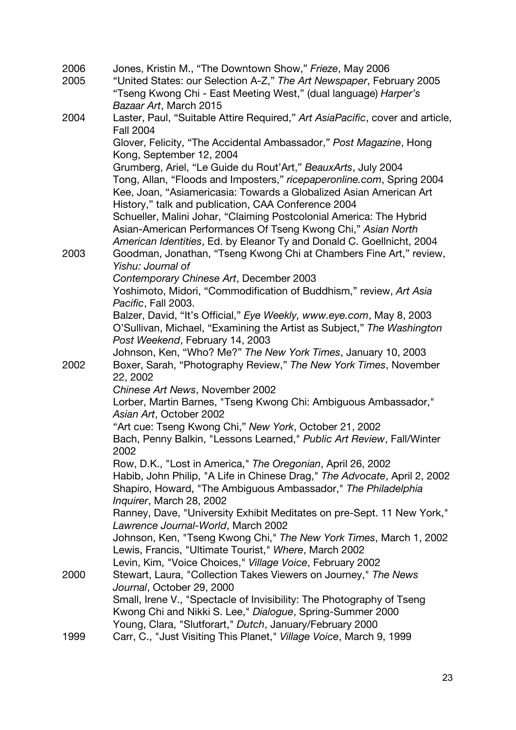2006 Jones, Kristin M., "The Downtown Show," *Frieze*, May 2006

2005 "United States: our Selection A-Z," *The Art Newspaper*, February 2005
"Tseng Kwong Chi - East Meeting West," (dual language) *Harper's Bazaar Art*, March 2015

2004 Laster, Paul, "Suitable Attire Required," *Art AsiaPacific*, cover and article, Fall 2004
Glover, Felicity, "The Accidental Ambassador," *Post Magazine*, Hong Kong, September 12, 2004
Grumberg, Ariel, "Le Guide du Rout'Art," *BeauxArts*, July 2004
Tong, Allan, "Floods and Imposters," *ricepaperonline.com*, Spring 2004
Kee, Joan, "Asiamericasia: Towards a Globalized Asian American Art History," talk and publication, CAA Conference 2004
Schueller, Malini Johar, "Claiming Postcolonial America: The Hybrid Asian-American Performances Of Tseng Kwong Chi," *Asian North American Identities*, Ed. by Eleanor Ty and Donald C. Goellnicht, 2004

2003 Goodman, Jonathan, "Tseng Kwong Chi at Chambers Fine Art," review, *Yishu: Journal of Contemporary Chinese Art*, December 2003
Yoshimoto, Midori, "Commodification of Buddhism," review, *Art Asia Pacific*, Fall 2003.
Balzer, David, "It's Official," *Eye Weekly, www.eye.com*, May 8, 2003
O'Sullivan, Michael, "Examining the Artist as Subject," *The Washington Post Weekend*, February 14, 2003
Johnson, Ken, "Who? Me?" *The New York Times*, January 10, 2003

2002 Boxer, Sarah, "Photography Review," *The New York Times*, November 22, 2002
*Chinese Art News*, November 2002
Lorber, Martin Barnes, "Tseng Kwong Chi: Ambiguous Ambassador," *Asian Art*, October 2002
"Art cue: Tseng Kwong Chi," *New York*, October 21, 2002
Bach, Penny Balkin, "Lessons Learned," *Public Art Review*, Fall/Winter 2002
Row, D.K., "Lost in America," *The Oregonian*, April 26, 2002
Habib, John Philip, "A Life in Chinese Drag," *The Advocate*, April 2, 2002
Shapiro, Howard, "The Ambiguous Ambassador," *The Philadelphia Inquirer*, March 28, 2002
Ranney, Dave, "University Exhibit Meditates on pre-Sept. 11 New York," *Lawrence Journal-World*, March 2002
Johnson, Ken, "Tseng Kwong Chi," *The New York Times*, March 1, 2002
Lewis, Francis, "Ultimate Tourist," *Where*, March 2002
Levin, Kim, "Voice Choices," *Village Voice*, February 2002

2000 Stewart, Laura, "Collection Takes Viewers on Journey," *The News Journal*, October 29, 2000
Small, Irene V., "Spectacle of Invisibility: The Photography of Tseng Kwong Chi and Nikki S. Lee," *Dialogue*, Spring-Summer 2000
Young, Clara, "Slutforart," *Dutch*, January/February 2000

1999 Carr, C., "Just Visiting This Planet," *Village Voice*, March 9, 1999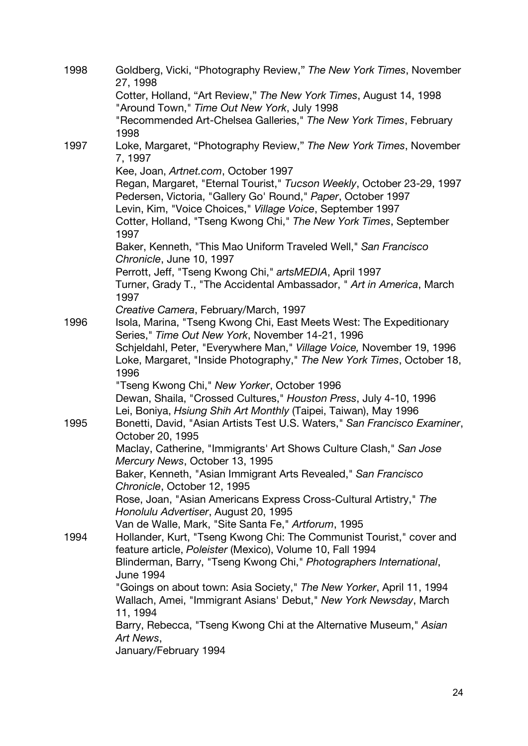1998 Goldberg, Vicki, "Photography Review," *The New York Times*, November 27, 1998
Cotter, Holland, "Art Review," *The New York Times*, August 14, 1998
"Around Town," *Time Out New York*, July 1998
"Recommended Art-Chelsea Galleries," *The New York Times*, February 1998

1997 Loke, Margaret, "Photography Review," *The New York Times*, November 7, 1997
Kee, Joan, *Artnet.com*, October 1997
Regan, Margaret, "Eternal Tourist," *Tucson Weekly*, October 23-29, 1997
Pedersen, Victoria, "Gallery Go' Round," *Paper*, October 1997
Levin, Kim, "Voice Choices," *Village Voice*, September 1997
Cotter, Holland, "Tseng Kwong Chi," *The New York Times*, September 1997
Baker, Kenneth, "This Mao Uniform Traveled Well," *San Francisco Chronicle*, June 10, 1997
Perrott, Jeff, "Tseng Kwong Chi," *artsMEDIA*, April 1997
Turner, Grady T., "The Accidental Ambassador, " *Art in America*, March 1997
*Creative Camera*, February/March, 1997

1996 Isola, Marina, "Tseng Kwong Chi, East Meets West: The Expeditionary Series," *Time Out New York*, November 14-21, 1996
Schjeldahl, Peter, "Everywhere Man," *Village Voice,* November 19, 1996
Loke, Margaret, "Inside Photography," *The New York Times*, October 18, 1996
"Tseng Kwong Chi," *New Yorker*, October 1996
Dewan, Shaila, "Crossed Cultures," *Houston Press*, July 4-10, 1996
Lei, Boniya, *Hsiung Shih Art Monthly* (Taipei, Taiwan), May 1996

1995 Bonetti, David, "Asian Artists Test U.S. Waters," *San Francisco Examiner*, October 20, 1995
Maclay, Catherine, "Immigrants' Art Shows Culture Clash," *San Jose Mercury News*, October 13, 1995
Baker, Kenneth, "Asian Immigrant Arts Revealed," *San Francisco Chronicle*, October 12, 1995
Rose, Joan, "Asian Americans Express Cross-Cultural Artistry," *The Honolulu Advertiser*, August 20, 1995
Van de Walle, Mark, "Site Santa Fe," *Artforum*, 1995

1994 Hollander, Kurt, "Tseng Kwong Chi: The Communist Tourist," cover and feature article, *Poleister* (Mexico), Volume 10, Fall 1994
Blinderman, Barry, "Tseng Kwong Chi," *Photographers International*, June 1994
"Goings on about town: Asia Society," *The New Yorker*, April 11, 1994
Wallach, Amei, "Immigrant Asians' Debut," *New York Newsday*, March 11, 1994
Barry, Rebecca, "Tseng Kwong Chi at the Alternative Museum," *Asian Art News*,
January/February 1994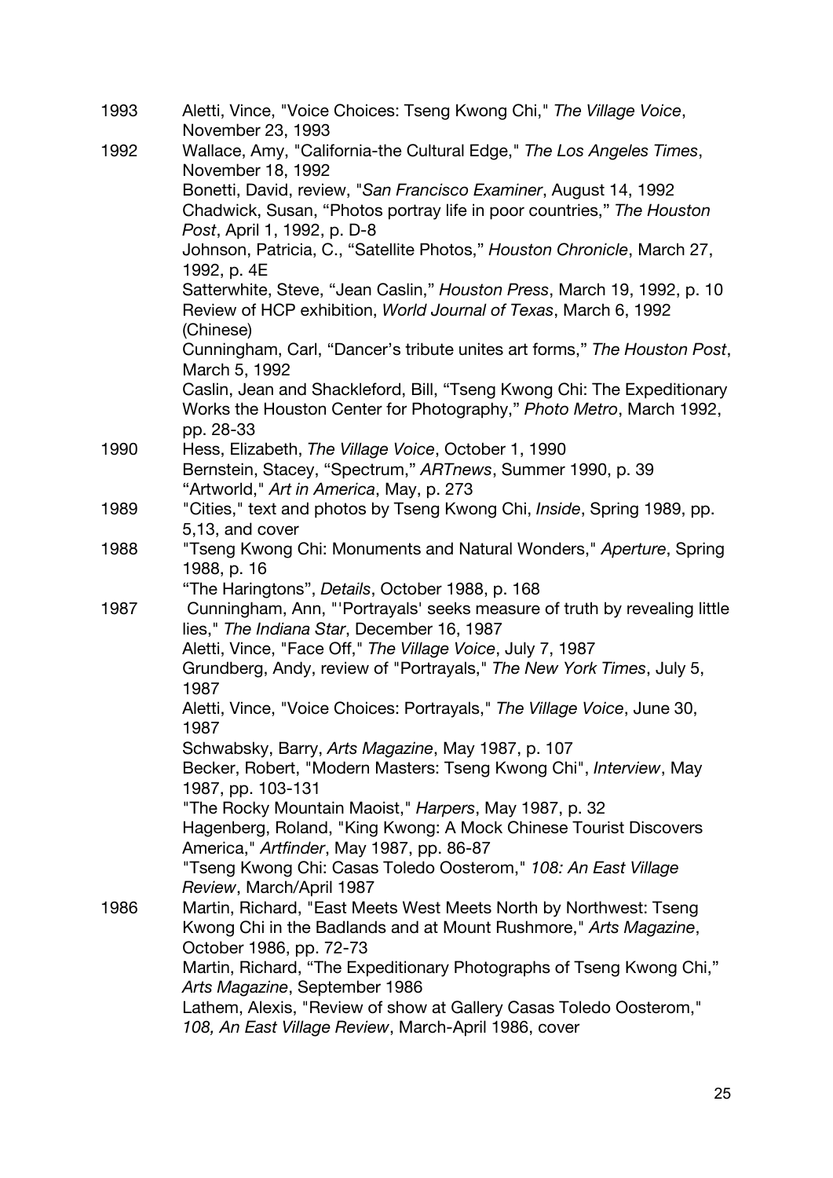1993 Aletti, Vince, "Voice Choices: Tseng Kwong Chi," *The Village Voice*, November 23, 1993

1992 Wallace, Amy, "California-the Cultural Edge," *The Los Angeles Times*, November 18, 1992

Bonetti, David, review, "*San Francisco Examiner*, August 14, 1992

Chadwick, Susan, "Photos portray life in poor countries," *The Houston Post*, April 1, 1992, p. D-8

Johnson, Patricia, C., "Satellite Photos," *Houston Chronicle*, March 27, 1992, p. 4E

Satterwhite, Steve, "Jean Caslin," *Houston Press*, March 19, 1992, p. 10

Review of HCP exhibition, *World Journal of Texas*, March 6, 1992 (Chinese)

Cunningham, Carl, "Dancer's tribute unites art forms," *The Houston Post*, March 5, 1992

Caslin, Jean and Shackleford, Bill, "Tseng Kwong Chi: The Expeditionary Works the Houston Center for Photography," *Photo Metro*, March 1992, pp. 28-33

1990 Hess, Elizabeth, *The Village Voice*, October 1, 1990

Bernstein, Stacey, "Spectrum," *ARTnews*, Summer 1990, p. 39

"Artworld," *Art in America*, May, p. 273

1989 "Cities," text and photos by Tseng Kwong Chi, *Inside*, Spring 1989, pp. 5,13, and cover

1988 "Tseng Kwong Chi: Monuments and Natural Wonders," *Aperture*, Spring 1988, p. 16

"The Haringtons", *Details*, October 1988, p. 168

1987 Cunningham, Ann, "'Portrayals' seeks measure of truth by revealing little lies," *The Indiana Star*, December 16, 1987

Aletti, Vince, "Face Off," *The Village Voice*, July 7, 1987

Grundberg, Andy, review of "Portrayals," *The New York Times*, July 5, 1987

Aletti, Vince, "Voice Choices: Portrayals," *The Village Voice*, June 30, 1987

Schwabsky, Barry, *Arts Magazine*, May 1987, p. 107

Becker, Robert, "Modern Masters: Tseng Kwong Chi", *Interview*, May 1987, pp. 103-131

"The Rocky Mountain Maoist," *Harpers*, May 1987, p. 32

Hagenberg, Roland, "King Kwong: A Mock Chinese Tourist Discovers America," *Artfinder*, May 1987, pp. 86-87

"Tseng Kwong Chi: Casas Toledo Oosterom," *108: An East Village Review*, March/April 1987

1986 Martin, Richard, "East Meets West Meets North by Northwest: Tseng Kwong Chi in the Badlands and at Mount Rushmore," *Arts Magazine*, October 1986, pp. 72-73

Martin, Richard, "The Expeditionary Photographs of Tseng Kwong Chi," *Arts Magazine*, September 1986

Lathem, Alexis, "Review of show at Gallery Casas Toledo Oosterom," *108, An East Village Review*, March-April 1986, cover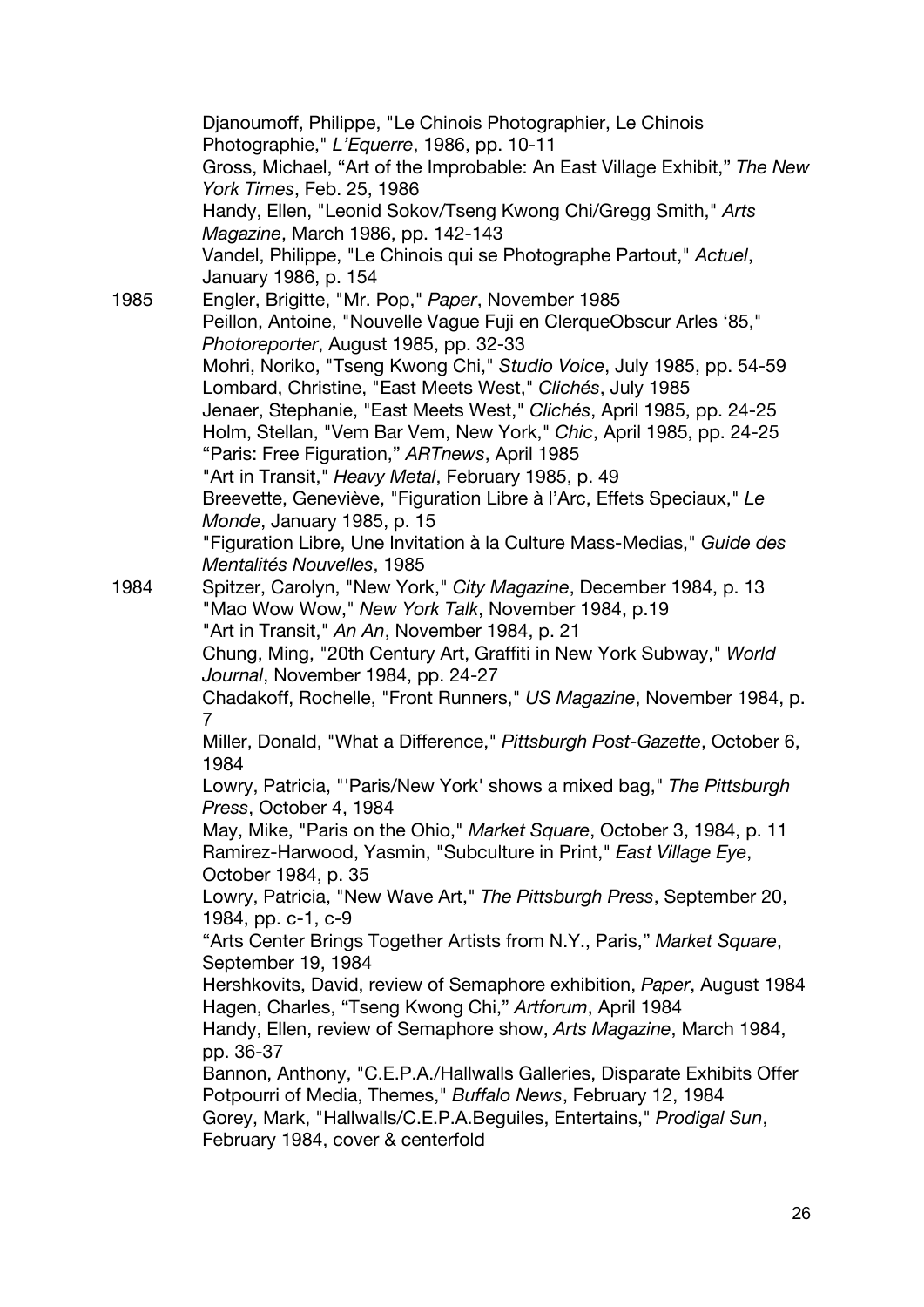Djanoumoff, Philippe, "Le Chinois Photographier, Le Chinois Photographie," *L'Equerre*, 1986, pp. 10-11

Gross, Michael, "Art of the Improbable: An East Village Exhibit," *The New York Times*, Feb. 25, 1986

Handy, Ellen, "Leonid Sokov/Tseng Kwong Chi/Gregg Smith," *Arts Magazine*, March 1986, pp. 142-143

Vandel, Philippe, "Le Chinois qui se Photographe Partout," *Actuel*, January 1986, p. 154

**1985**

Engler, Brigitte, "Mr. Pop," *Paper*, November 1985

Peillon, Antoine, "Nouvelle Vague Fuji en ClerqueObscur Arles '85," *Photoreporter*, August 1985, pp. 32-33

Mohri, Noriko, "Tseng Kwong Chi," *Studio Voice*, July 1985, pp. 54-59

Lombard, Christine, "East Meets West," *Clichés*, July 1985

Jenaer, Stephanie, "East Meets West," *Clichés*, April 1985, pp. 24-25

Holm, Stellan, "Vem Bar Vem, New York," *Chic*, April 1985, pp. 24-25

"Paris: Free Figuration," *ARTnews*, April 1985

"Art in Transit," *Heavy Metal*, February 1985, p. 49

Breevette, Geneviève, "Figuration Libre à l'Arc, Effets Speciaux," *Le Monde*, January 1985, p. 15

"Figuration Libre, Une Invitation à la Culture Mass-Medias," *Guide des Mentalités Nouvelles*, 1985

**1984**

Spitzer, Carolyn, "New York," *City Magazine*, December 1984, p. 13

"Mao Wow Wow," *New York Talk*, November 1984, p.19

"Art in Transit," *An An*, November 1984, p. 21

Chung, Ming, "20th Century Art, Graffiti in New York Subway," *World Journal*, November 1984, pp. 24-27

Chadakoff, Rochelle, "Front Runners," *US Magazine*, November 1984, p. 7

Miller, Donald, "What a Difference," *Pittsburgh Post-Gazette*, October 6, 1984

Lowry, Patricia, "'Paris/New York' shows a mixed bag," *The Pittsburgh Press*, October 4, 1984

May, Mike, "Paris on the Ohio," *Market Square*, October 3, 1984, p. 11

Ramirez-Harwood, Yasmin, "Subculture in Print," *East Village Eye*, October 1984, p. 35

Lowry, Patricia, "New Wave Art," *The Pittsburgh Press*, September 20, 1984, pp. c-1, c-9

"Arts Center Brings Together Artists from N.Y., Paris," *Market Square*, September 19, 1984

Hershkovits, David, review of Semaphore exhibition, *Paper*, August 1984

Hagen, Charles, "Tseng Kwong Chi," *Artforum*, April 1984

Handy, Ellen, review of Semaphore show, *Arts Magazine*, March 1984, pp. 36-37

Bannon, Anthony, "C.E.P.A./Hallwalls Galleries, Disparate Exhibits Offer Potpourri of Media, Themes," *Buffalo News*, February 12, 1984

Gorey, Mark, "Hallwalls/C.E.P.A.Beguiles, Entertains," *Prodigal Sun*, February 1984, cover & centerfold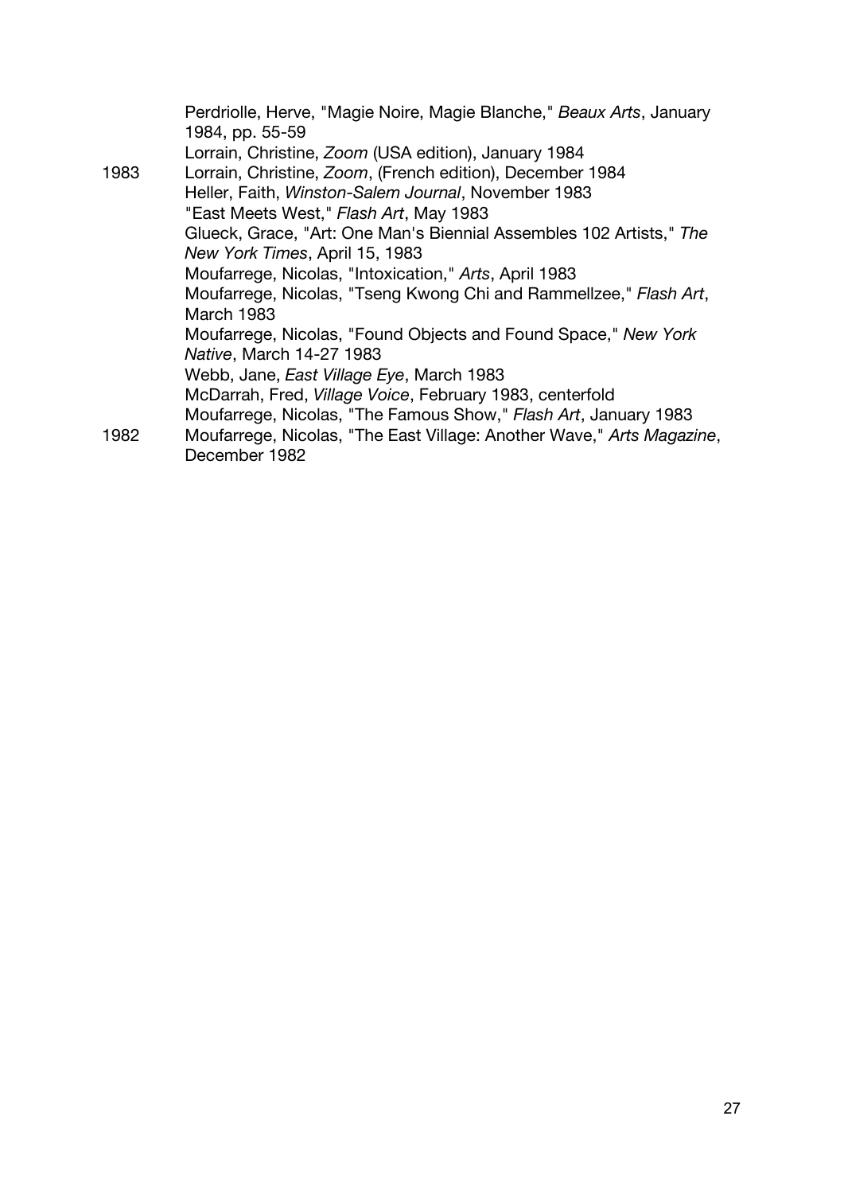Perdriolle, Herve, "Magie Noire, Magie Blanche," *Beaux Arts*, January 1984, pp. 55-59

Lorrain, Christine, *Zoom* (USA edition), January 1984

1983 Lorrain, Christine, *Zoom*, (French edition), December 1984

Heller, Faith, *Winston-Salem Journal*, November 1983

"East Meets West," *Flash Art*, May 1983

Glueck, Grace, "Art: One Man's Biennial Assembles 102 Artists," *The New York Times*, April 15, 1983

Moufarrege, Nicolas, "Intoxication," *Arts*, April 1983

Moufarrege, Nicolas, "Tseng Kwong Chi and Rammellzee," *Flash Art*, March 1983

Moufarrege, Nicolas, "Found Objects and Found Space," *New York Native*, March 14-27 1983

Webb, Jane, *East Village Eye*, March 1983

McDarrah, Fred, *Village Voice*, February 1983, centerfold

Moufarrege, Nicolas, "The Famous Show," *Flash Art*, January 1983

1982 Moufarrege, Nicolas, "The East Village: Another Wave," *Arts Magazine*, December 1982